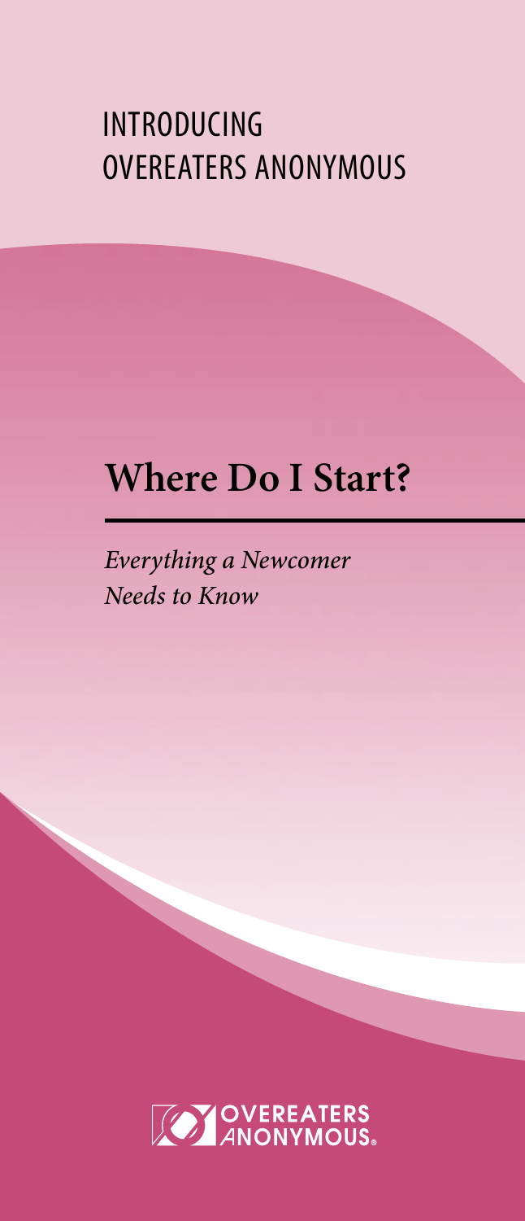INTRODUCING
OVEREATERS ANONYMOUS

# Where Do I Start?

*Everything a Newcomer Needs to Know*

OVEREATERS ANONYMOUS®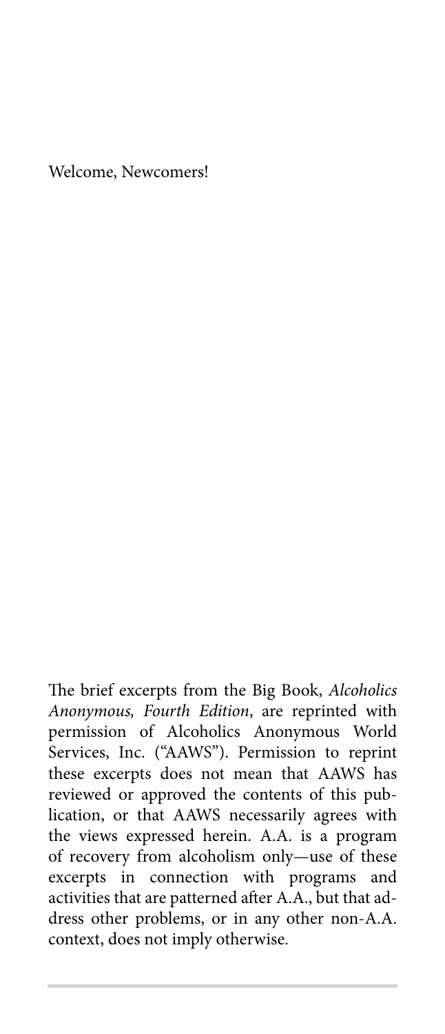Welcome, Newcomers!

The brief excerpts from the Big Book, *Alcoholics Anonymous, Fourth Edition*, are reprinted with permission of Alcoholics Anonymous World Services, Inc. ("AAWS"). Permission to reprint these excerpts does not mean that AAWS has reviewed or approved the contents of this publication, or that AAWS necessarily agrees with the views expressed herein. A.A. is a program of recovery from alcoholism only—use of these excerpts in connection with programs and activities that are patterned after A.A., but that address other problems, or in any other non-A.A. context, does not imply otherwise.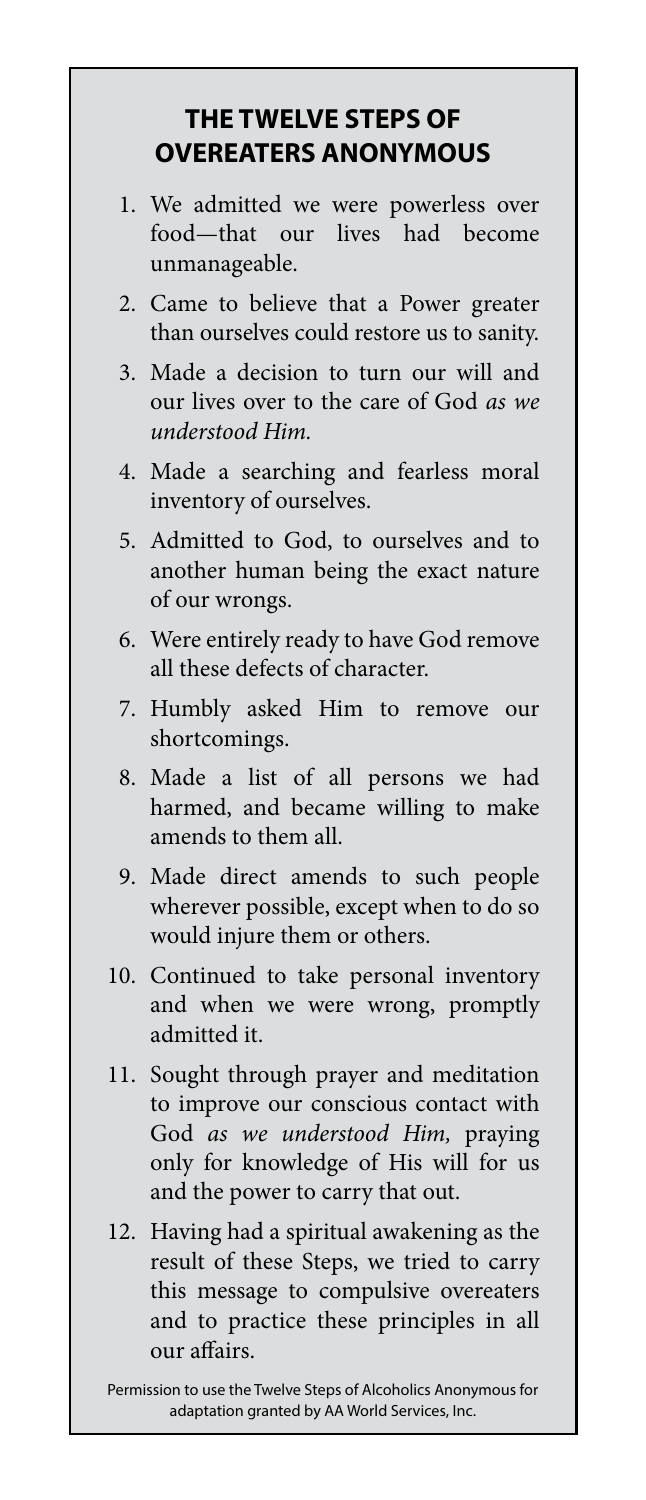## THE TWELVE STEPS OF OVEREATERS ANONYMOUS

1. We admitted we were powerless over food—that our lives had become unmanageable.
2. Came to believe that a Power greater than ourselves could restore us to sanity.
3. Made a decision to turn our will and our lives over to the care of God *as we understood Him.*
4. Made a searching and fearless moral inventory of ourselves.
5. Admitted to God, to ourselves and to another human being the exact nature of our wrongs.
6. Were entirely ready to have God remove all these defects of character.
7. Humbly asked Him to remove our shortcomings.
8. Made a list of all persons we had harmed, and became willing to make amends to them all.
9. Made direct amends to such people wherever possible, except when to do so would injure them or others.
10. Continued to take personal inventory and when we were wrong, promptly admitted it.
11. Sought through prayer and meditation to improve our conscious contact with God *as we understood Him,* praying only for knowledge of His will for us and the power to carry that out.
12. Having had a spiritual awakening as the result of these Steps, we tried to carry this message to compulsive overeaters and to practice these principles in all our affairs.

Permission to use the Twelve Steps of Alcoholics Anonymous for adaptation granted by AA World Services, Inc.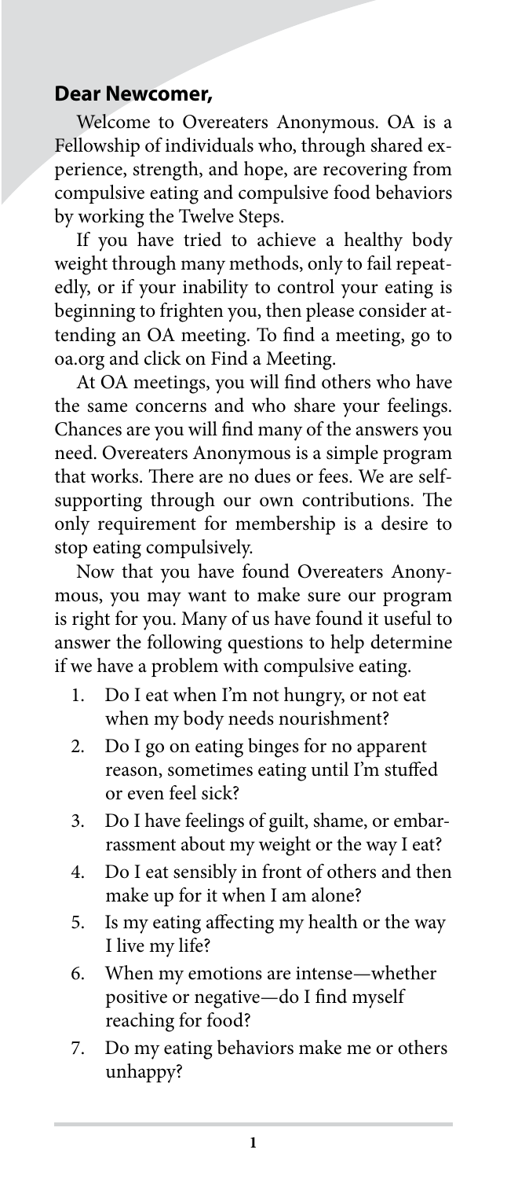**Dear Newcomer,**

Welcome to Overeaters Anonymous. OA is a Fellowship of individuals who, through shared experience, strength, and hope, are recovering from compulsive eating and compulsive food behaviors by working the Twelve Steps.

If you have tried to achieve a healthy body weight through many methods, only to fail repeatedly, or if your inability to control your eating is beginning to frighten you, then please consider attending an OA meeting. To find a meeting, go to oa.org and click on Find a Meeting.

At OA meetings, you will find others who have the same concerns and who share your feelings. Chances are you will find many of the answers you need. Overeaters Anonymous is a simple program that works. There are no dues or fees. We are self-supporting through our own contributions. The only requirement for membership is a desire to stop eating compulsively.

Now that you have found Overeaters Anonymous, you may want to make sure our program is right for you. Many of us have found it useful to answer the following questions to help determine if we have a problem with compulsive eating.

1. Do I eat when I'm not hungry, or not eat when my body needs nourishment?
2. Do I go on eating binges for no apparent reason, sometimes eating until I'm stuffed or even feel sick?
3. Do I have feelings of guilt, shame, or embarrassment about my weight or the way I eat?
4. Do I eat sensibly in front of others and then make up for it when I am alone?
5. Is my eating affecting my health or the way I live my life?
6. When my emotions are intense—whether positive or negative—do I find myself reaching for food?
7. Do my eating behaviors make me or others unhappy?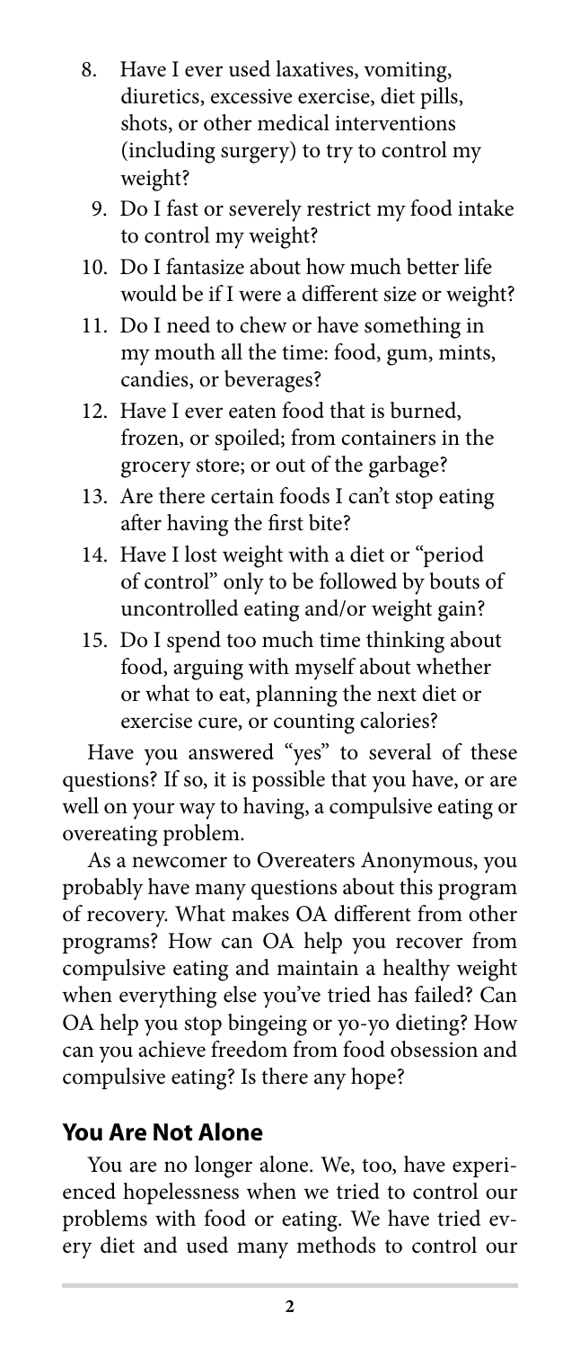8. Have I ever used laxatives, vomiting, diuretics, excessive exercise, diet pills, shots, or other medical interventions (including surgery) to try to control my weight?
9. Do I fast or severely restrict my food intake to control my weight?
10. Do I fantasize about how much better life would be if I were a different size or weight?
11. Do I need to chew or have something in my mouth all the time: food, gum, mints, candies, or beverages?
12. Have I ever eaten food that is burned, frozen, or spoiled; from containers in the grocery store; or out of the garbage?
13. Are there certain foods I can't stop eating after having the first bite?
14. Have I lost weight with a diet or "period of control" only to be followed by bouts of uncontrolled eating and/or weight gain?
15. Do I spend too much time thinking about food, arguing with myself about whether or what to eat, planning the next diet or exercise cure, or counting calories?

Have you answered "yes" to several of these questions? If so, it is possible that you have, or are well on your way to having, a compulsive eating or overeating problem.

As a newcomer to Overeaters Anonymous, you probably have many questions about this program of recovery. What makes OA different from other programs? How can OA help you recover from compulsive eating and maintain a healthy weight when everything else you've tried has failed? Can OA help you stop bingeing or yo-yo dieting? How can you achieve freedom from food obsession and compulsive eating? Is there any hope?

## You Are Not Alone

You are no longer alone. We, too, have experienced hopelessness when we tried to control our problems with food or eating. We have tried every diet and used many methods to control our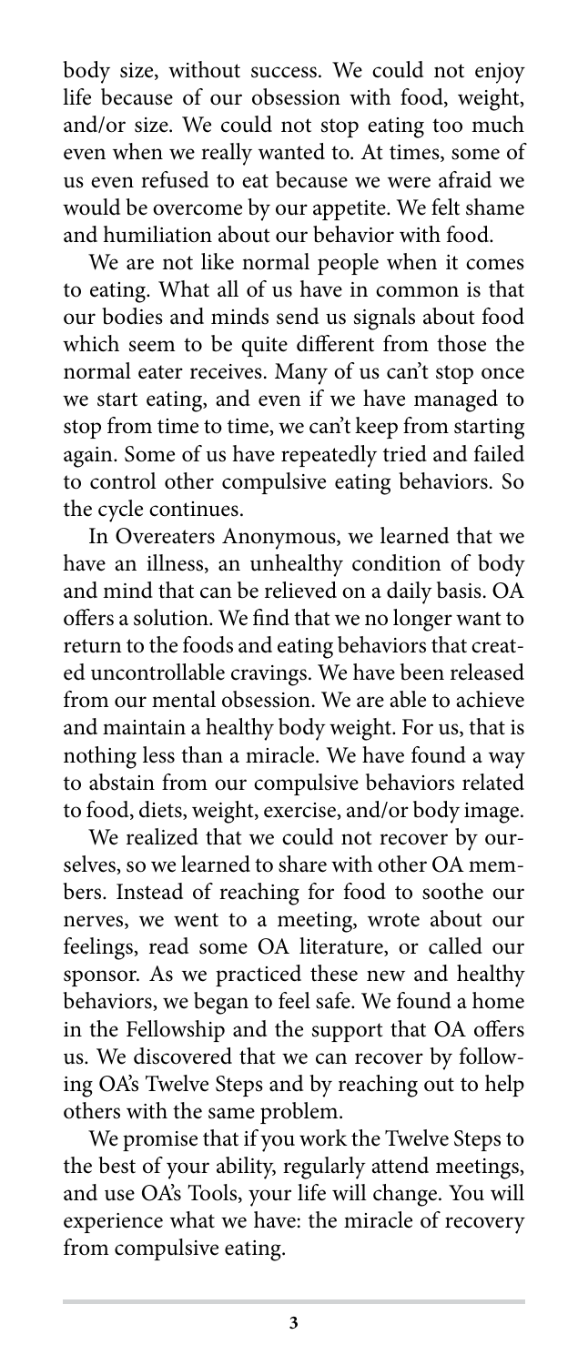body size, without success. We could not enjoy life because of our obsession with food, weight, and/or size. We could not stop eating too much even when we really wanted to. At times, some of us even refused to eat because we were afraid we would be overcome by our appetite. We felt shame and humiliation about our behavior with food.

We are not like normal people when it comes to eating. What all of us have in common is that our bodies and minds send us signals about food which seem to be quite different from those the normal eater receives. Many of us can't stop once we start eating, and even if we have managed to stop from time to time, we can't keep from starting again. Some of us have repeatedly tried and failed to control other compulsive eating behaviors. So the cycle continues.

In Overeaters Anonymous, we learned that we have an illness, an unhealthy condition of body and mind that can be relieved on a daily basis. OA offers a solution. We find that we no longer want to return to the foods and eating behaviors that created uncontrollable cravings. We have been released from our mental obsession. We are able to achieve and maintain a healthy body weight. For us, that is nothing less than a miracle. We have found a way to abstain from our compulsive behaviors related to food, diets, weight, exercise, and/or body image.

We realized that we could not recover by ourselves, so we learned to share with other OA members. Instead of reaching for food to soothe our nerves, we went to a meeting, wrote about our feelings, read some OA literature, or called our sponsor. As we practiced these new and healthy behaviors, we began to feel safe. We found a home in the Fellowship and the support that OA offers us. We discovered that we can recover by following OA's Twelve Steps and by reaching out to help others with the same problem.

We promise that if you work the Twelve Steps to the best of your ability, regularly attend meetings, and use OA's Tools, your life will change. You will experience what we have: the miracle of recovery from compulsive eating.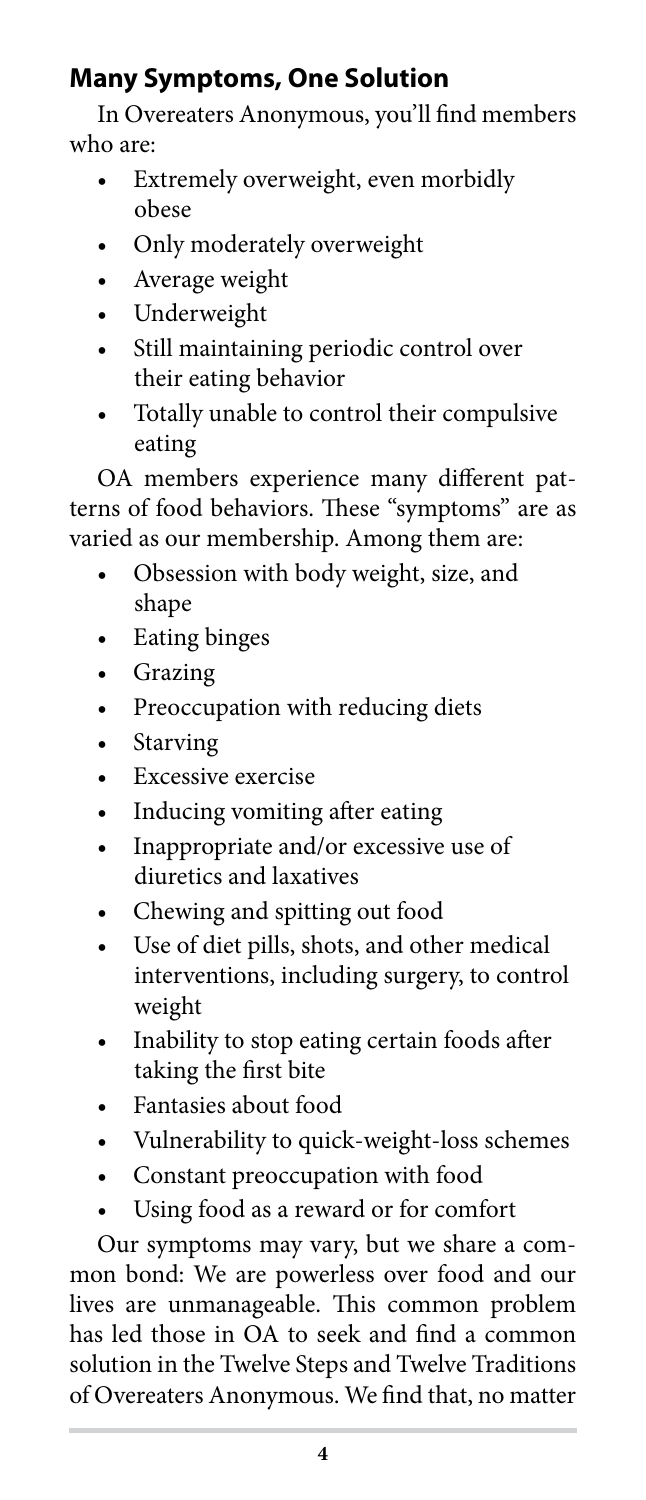## Many Symptoms, One Solution

In Overeaters Anonymous, you'll find members who are:

- Extremely overweight, even morbidly obese
- Only moderately overweight
- Average weight
- Underweight
- Still maintaining periodic control over their eating behavior
- Totally unable to control their compulsive eating

OA members experience many different patterns of food behaviors. These "symptoms" are as varied as our membership. Among them are:

- Obsession with body weight, size, and shape
- Eating binges
- Grazing
- Preoccupation with reducing diets
- Starving
- Excessive exercise
- Inducing vomiting after eating
- Inappropriate and/or excessive use of diuretics and laxatives
- Chewing and spitting out food
- Use of diet pills, shots, and other medical interventions, including surgery, to control weight
- Inability to stop eating certain foods after taking the first bite
- Fantasies about food
- Vulnerability to quick-weight-loss schemes
- Constant preoccupation with food
- Using food as a reward or for comfort

Our symptoms may vary, but we share a common bond: We are powerless over food and our lives are unmanageable. This common problem has led those in OA to seek and find a common solution in the Twelve Steps and Twelve Traditions of Overeaters Anonymous. We find that, no matter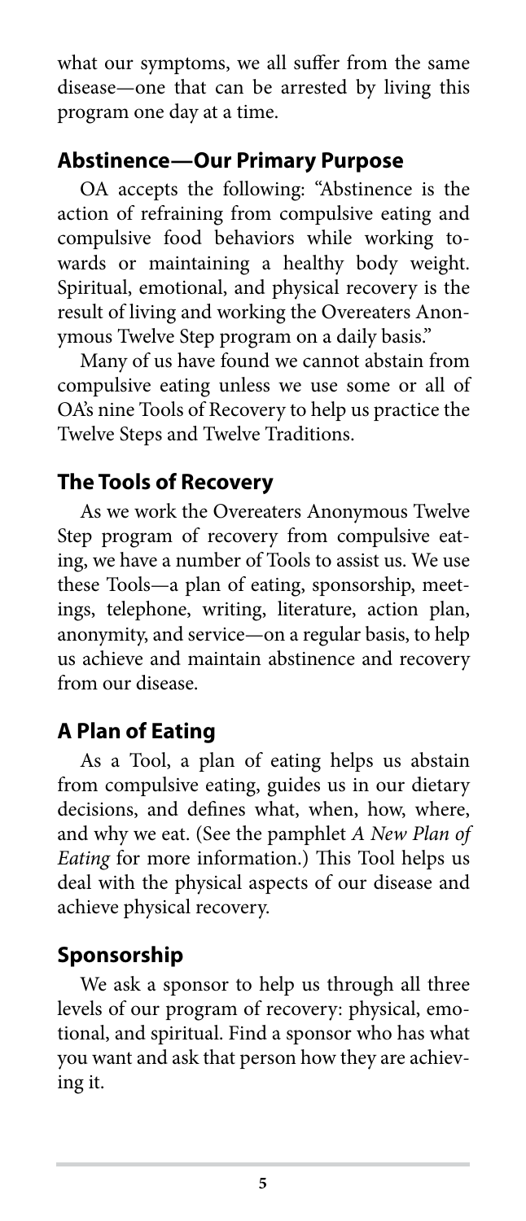what our symptoms, we all suffer from the same disease—one that can be arrested by living this program one day at a time.

## Abstinence—Our Primary Purpose

OA accepts the following: "Abstinence is the action of refraining from compulsive eating and compulsive food behaviors while working towards or maintaining a healthy body weight. Spiritual, emotional, and physical recovery is the result of living and working the Overeaters Anonymous Twelve Step program on a daily basis."

Many of us have found we cannot abstain from compulsive eating unless we use some or all of OA's nine Tools of Recovery to help us practice the Twelve Steps and Twelve Traditions.

## The Tools of Recovery

As we work the Overeaters Anonymous Twelve Step program of recovery from compulsive eating, we have a number of Tools to assist us. We use these Tools—a plan of eating, sponsorship, meetings, telephone, writing, literature, action plan, anonymity, and service—on a regular basis, to help us achieve and maintain abstinence and recovery from our disease.

## A Plan of Eating

As a Tool, a plan of eating helps us abstain from compulsive eating, guides us in our dietary decisions, and defines what, when, how, where, and why we eat. (See the pamphlet *A New Plan of Eating* for more information.) This Tool helps us deal with the physical aspects of our disease and achieve physical recovery.

## Sponsorship

We ask a sponsor to help us through all three levels of our program of recovery: physical, emotional, and spiritual. Find a sponsor who has what you want and ask that person how they are achieving it.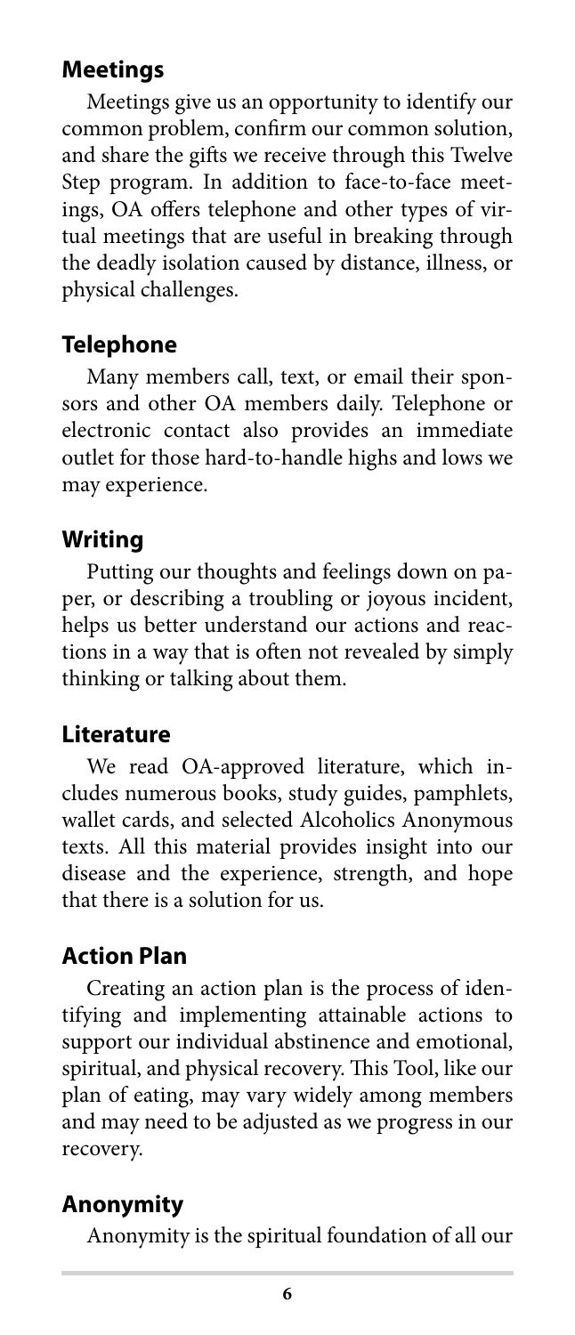## Meetings

Meetings give us an opportunity to identify our common problem, confirm our common solution, and share the gifts we receive through this Twelve Step program. In addition to face-to-face meetings, OA offers telephone and other types of virtual meetings that are useful in breaking through the deadly isolation caused by distance, illness, or physical challenges.

## Telephone

Many members call, text, or email their sponsors and other OA members daily. Telephone or electronic contact also provides an immediate outlet for those hard-to-handle highs and lows we may experience.

## Writing

Putting our thoughts and feelings down on paper, or describing a troubling or joyous incident, helps us better understand our actions and reactions in a way that is often not revealed by simply thinking or talking about them.

## Literature

We read OA-approved literature, which includes numerous books, study guides, pamphlets, wallet cards, and selected Alcoholics Anonymous texts. All this material provides insight into our disease and the experience, strength, and hope that there is a solution for us.

## Action Plan

Creating an action plan is the process of identifying and implementing attainable actions to support our individual abstinence and emotional, spiritual, and physical recovery. This Tool, like our plan of eating, may vary widely among members and may need to be adjusted as we progress in our recovery.

## Anonymity

Anonymity is the spiritual foundation of all our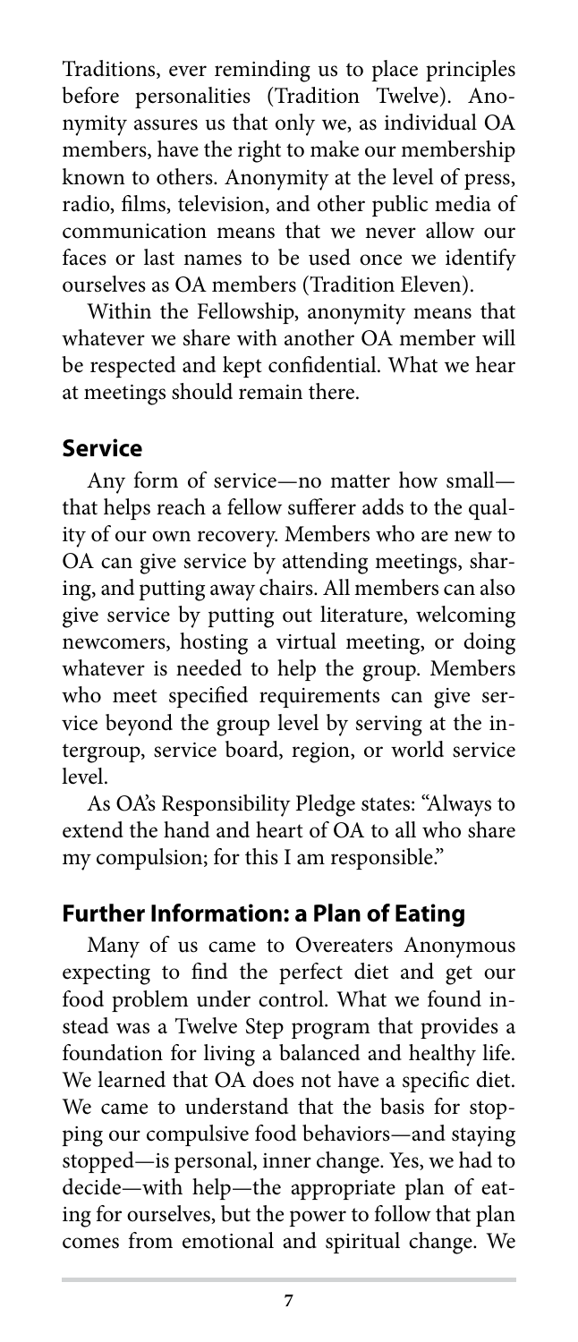Traditions, ever reminding us to place principles before personalities (Tradition Twelve). Anonymity assures us that only we, as individual OA members, have the right to make our membership known to others. Anonymity at the level of press, radio, films, television, and other public media of communication means that we never allow our faces or last names to be used once we identify ourselves as OA members (Tradition Eleven).

Within the Fellowship, anonymity means that whatever we share with another OA member will be respected and kept confidential. What we hear at meetings should remain there.

## Service

Any form of service—no matter how small—that helps reach a fellow sufferer adds to the quality of our own recovery. Members who are new to OA can give service by attending meetings, sharing, and putting away chairs. All members can also give service by putting out literature, welcoming newcomers, hosting a virtual meeting, or doing whatever is needed to help the group. Members who meet specified requirements can give service beyond the group level by serving at the intergroup, service board, region, or world service level.

As OA's Responsibility Pledge states: "Always to extend the hand and heart of OA to all who share my compulsion; for this I am responsible."

## Further Information: a Plan of Eating

Many of us came to Overeaters Anonymous expecting to find the perfect diet and get our food problem under control. What we found instead was a Twelve Step program that provides a foundation for living a balanced and healthy life. We learned that OA does not have a specific diet. We came to understand that the basis for stopping our compulsive food behaviors—and staying stopped—is personal, inner change. Yes, we had to decide—with help—the appropriate plan of eating for ourselves, but the power to follow that plan comes from emotional and spiritual change. We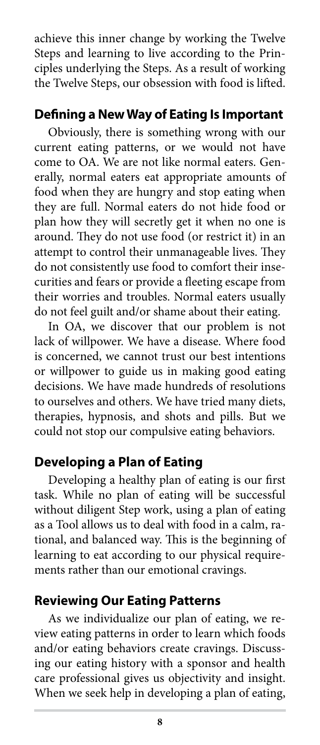achieve this inner change by working the Twelve Steps and learning to live according to the Principles underlying the Steps. As a result of working the Twelve Steps, our obsession with food is lifted.

## Defining a New Way of Eating Is Important

Obviously, there is something wrong with our current eating patterns, or we would not have come to OA. We are not like normal eaters. Generally, normal eaters eat appropriate amounts of food when they are hungry and stop eating when they are full. Normal eaters do not hide food or plan how they will secretly get it when no one is around. They do not use food (or restrict it) in an attempt to control their unmanageable lives. They do not consistently use food to comfort their insecurities and fears or provide a fleeting escape from their worries and troubles. Normal eaters usually do not feel guilt and/or shame about their eating.

In OA, we discover that our problem is not lack of willpower. We have a disease. Where food is concerned, we cannot trust our best intentions or willpower to guide us in making good eating decisions. We have made hundreds of resolutions to ourselves and others. We have tried many diets, therapies, hypnosis, and shots and pills. But we could not stop our compulsive eating behaviors.

## Developing a Plan of Eating

Developing a healthy plan of eating is our first task. While no plan of eating will be successful without diligent Step work, using a plan of eating as a Tool allows us to deal with food in a calm, rational, and balanced way. This is the beginning of learning to eat according to our physical requirements rather than our emotional cravings.

## Reviewing Our Eating Patterns

As we individualize our plan of eating, we review eating patterns in order to learn which foods and/or eating behaviors create cravings. Discussing our eating history with a sponsor and health care professional gives us objectivity and insight. When we seek help in developing a plan of eating,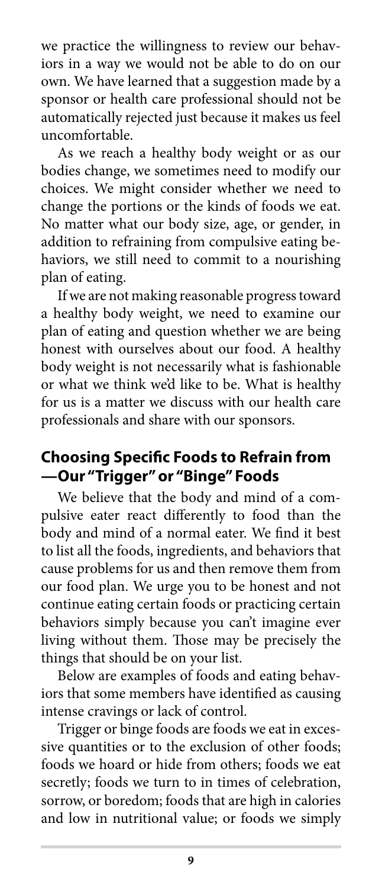we practice the willingness to review our behaviors in a way we would not be able to do on our own. We have learned that a suggestion made by a sponsor or health care professional should not be automatically rejected just because it makes us feel uncomfortable.

As we reach a healthy body weight or as our bodies change, we sometimes need to modify our choices. We might consider whether we need to change the portions or the kinds of foods we eat. No matter what our body size, age, or gender, in addition to refraining from compulsive eating behaviors, we still need to commit to a nourishing plan of eating.

If we are not making reasonable progress toward a healthy body weight, we need to examine our plan of eating and question whether we are being honest with ourselves about our food. A healthy body weight is not necessarily what is fashionable or what we think we'd like to be. What is healthy for us is a matter we discuss with our health care professionals and share with our sponsors.

## Choosing Specific Foods to Refrain from —Our "Trigger" or "Binge" Foods

We believe that the body and mind of a compulsive eater react differently to food than the body and mind of a normal eater. We find it best to list all the foods, ingredients, and behaviors that cause problems for us and then remove them from our food plan. We urge you to be honest and not continue eating certain foods or practicing certain behaviors simply because you can't imagine ever living without them. Those may be precisely the things that should be on your list.

Below are examples of foods and eating behaviors that some members have identified as causing intense cravings or lack of control.

Trigger or binge foods are foods we eat in excessive quantities or to the exclusion of other foods; foods we hoard or hide from others; foods we eat secretly; foods we turn to in times of celebration, sorrow, or boredom; foods that are high in calories and low in nutritional value; or foods we simply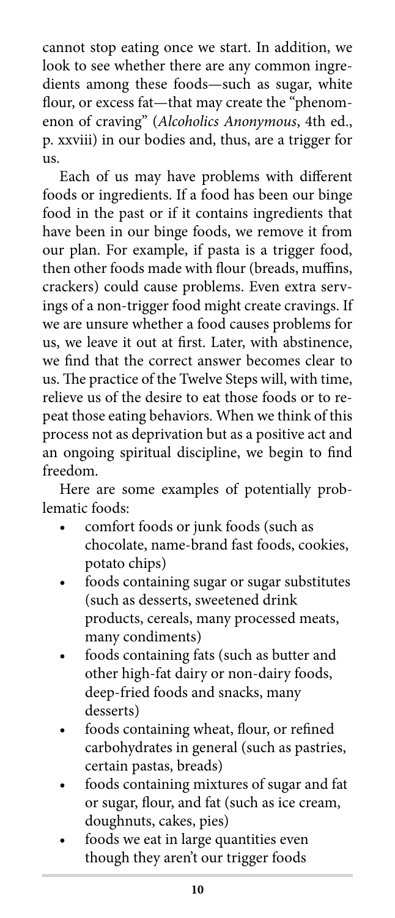cannot stop eating once we start. In addition, we look to see whether there are any common ingredients among these foods—such as sugar, white flour, or excess fat—that may create the "phenomenon of craving" (*Alcoholics Anonymous*, 4th ed., p. xxviii) in our bodies and, thus, are a trigger for us.

Each of us may have problems with different foods or ingredients. If a food has been our binge food in the past or if it contains ingredients that have been in our binge foods, we remove it from our plan. For example, if pasta is a trigger food, then other foods made with flour (breads, muffins, crackers) could cause problems. Even extra servings of a non-trigger food might create cravings. If we are unsure whether a food causes problems for us, we leave it out at first. Later, with abstinence, we find that the correct answer becomes clear to us. The practice of the Twelve Steps will, with time, relieve us of the desire to eat those foods or to repeat those eating behaviors. When we think of this process not as deprivation but as a positive act and an ongoing spiritual discipline, we begin to find freedom.

Here are some examples of potentially problematic foods:

- comfort foods or junk foods (such as chocolate, name-brand fast foods, cookies, potato chips)
- foods containing sugar or sugar substitutes (such as desserts, sweetened drink products, cereals, many processed meats, many condiments)
- foods containing fats (such as butter and other high-fat dairy or non-dairy foods, deep-fried foods and snacks, many desserts)
- foods containing wheat, flour, or refined carbohydrates in general (such as pastries, certain pastas, breads)
- foods containing mixtures of sugar and fat or sugar, flour, and fat (such as ice cream, doughnuts, cakes, pies)
- foods we eat in large quantities even though they aren't our trigger foods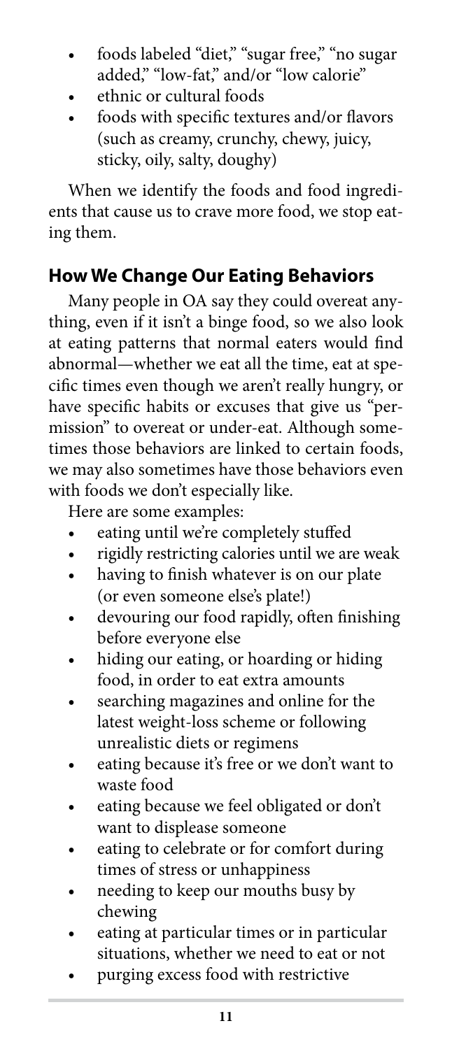- foods labeled "diet," "sugar free," "no sugar added," "low-fat," and/or "low calorie"
- ethnic or cultural foods
- foods with specific textures and/or flavors (such as creamy, crunchy, chewy, juicy, sticky, oily, salty, doughy)

When we identify the foods and food ingredients that cause us to crave more food, we stop eating them.

## How We Change Our Eating Behaviors

Many people in OA say they could overeat anything, even if it isn't a binge food, so we also look at eating patterns that normal eaters would find abnormal—whether we eat all the time, eat at specific times even though we aren't really hungry, or have specific habits or excuses that give us "permission" to overeat or under-eat. Although sometimes those behaviors are linked to certain foods, we may also sometimes have those behaviors even with foods we don't especially like.

Here are some examples:

- eating until we're completely stuffed
- rigidly restricting calories until we are weak
- having to finish whatever is on our plate (or even someone else's plate!)
- devouring our food rapidly, often finishing before everyone else
- hiding our eating, or hoarding or hiding food, in order to eat extra amounts
- searching magazines and online for the latest weight-loss scheme or following unrealistic diets or regimens
- eating because it's free or we don't want to waste food
- eating because we feel obligated or don't want to displease someone
- eating to celebrate or for comfort during times of stress or unhappiness
- needing to keep our mouths busy by chewing
- eating at particular times or in particular situations, whether we need to eat or not
- purging excess food with restrictive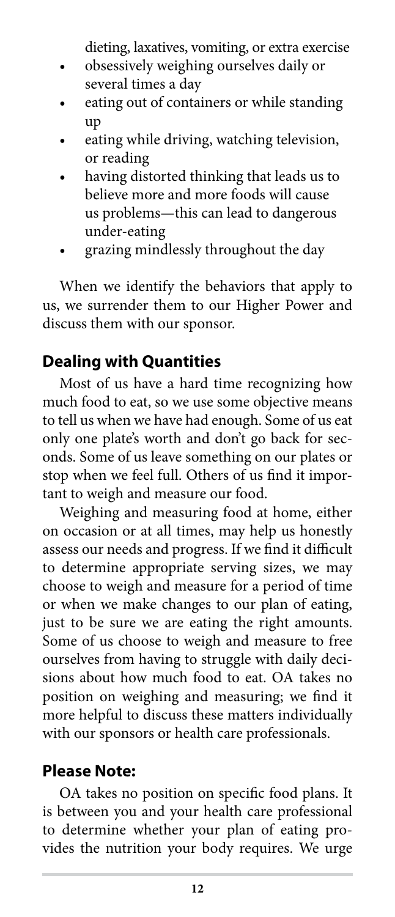dieting, laxatives, vomiting, or extra exercise

- obsessively weighing ourselves daily or several times a day
- eating out of containers or while standing up
- eating while driving, watching television, or reading
- having distorted thinking that leads us to believe more and more foods will cause us problems—this can lead to dangerous under-eating
- grazing mindlessly throughout the day

When we identify the behaviors that apply to us, we surrender them to our Higher Power and discuss them with our sponsor.

## Dealing with Quantities

Most of us have a hard time recognizing how much food to eat, so we use some objective means to tell us when we have had enough. Some of us eat only one plate's worth and don't go back for seconds. Some of us leave something on our plates or stop when we feel full. Others of us find it important to weigh and measure our food.

Weighing and measuring food at home, either on occasion or at all times, may help us honestly assess our needs and progress. If we find it difficult to determine appropriate serving sizes, we may choose to weigh and measure for a period of time or when we make changes to our plan of eating, just to be sure we are eating the right amounts. Some of us choose to weigh and measure to free ourselves from having to struggle with daily decisions about how much food to eat. OA takes no position on weighing and measuring; we find it more helpful to discuss these matters individually with our sponsors or health care professionals.

## Please Note:

OA takes no position on specific food plans. It is between you and your health care professional to determine whether your plan of eating provides the nutrition your body requires. We urge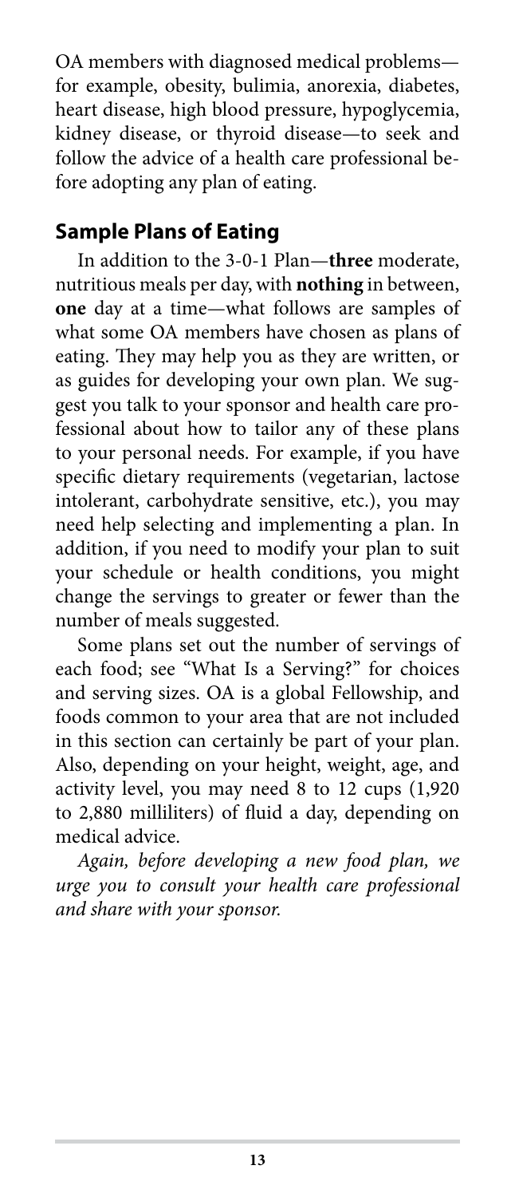OA members with diagnosed medical problems—for example, obesity, bulimia, anorexia, diabetes, heart disease, high blood pressure, hypoglycemia, kidney disease, or thyroid disease—to seek and follow the advice of a health care professional before adopting any plan of eating.

## Sample Plans of Eating

In addition to the 3-0-1 Plan—**three** moderate, nutritious meals per day, with **nothing** in between, **one** day at a time—what follows are samples of what some OA members have chosen as plans of eating. They may help you as they are written, or as guides for developing your own plan. We suggest you talk to your sponsor and health care professional about how to tailor any of these plans to your personal needs. For example, if you have specific dietary requirements (vegetarian, lactose intolerant, carbohydrate sensitive, etc.), you may need help selecting and implementing a plan. In addition, if you need to modify your plan to suit your schedule or health conditions, you might change the servings to greater or fewer than the number of meals suggested.

Some plans set out the number of servings of each food; see "What Is a Serving?" for choices and serving sizes. OA is a global Fellowship, and foods common to your area that are not included in this section can certainly be part of your plan. Also, depending on your height, weight, age, and activity level, you may need 8 to 12 cups (1,920 to 2,880 milliliters) of fluid a day, depending on medical advice.

*Again, before developing a new food plan, we urge you to consult your health care professional and share with your sponsor.*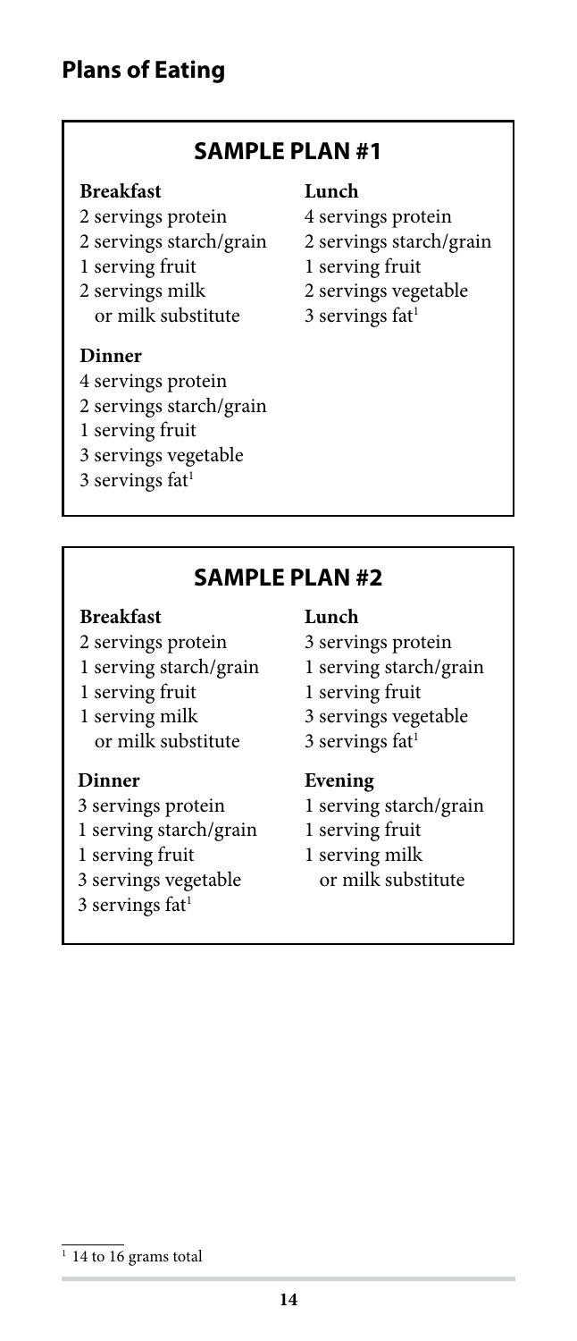## Plans of Eating

### SAMPLE PLAN #1

**Breakfast**

2 servings protein
2 servings starch/grain
1 serving fruit
2 servings milk
  or milk substitute

**Lunch**

4 servings protein
2 servings starch/grain
1 serving fruit
2 servings vegetable
3 servings fat[1]

**Dinner**

4 servings protein
2 servings starch/grain
1 serving fruit
3 servings vegetable
3 servings fat[1]

### SAMPLE PLAN #2

**Breakfast**

2 servings protein
1 serving starch/grain
1 serving fruit
1 serving milk
  or milk substitute

**Lunch**

3 servings protein
1 serving starch/grain
1 serving fruit
3 servings vegetable
3 servings fat[1]

**Dinner**

3 servings protein
1 serving starch/grain
1 serving fruit
3 servings vegetable
3 servings fat[1]

**Evening**

1 serving starch/grain
1 serving fruit
1 serving milk
  or milk substitute

[1] 14 to 16 grams total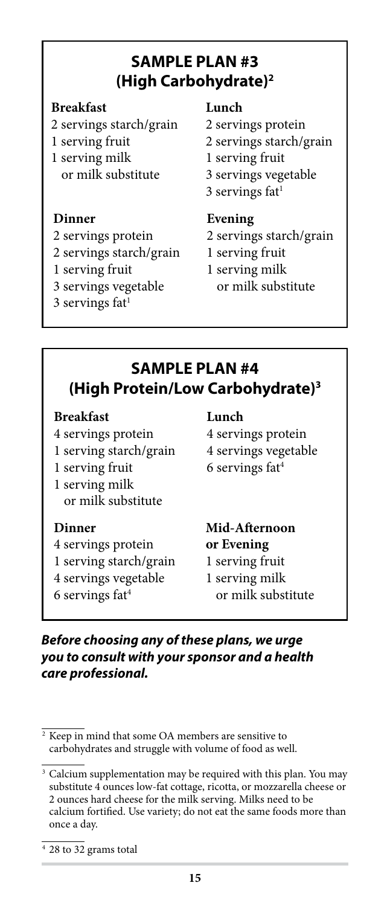## SAMPLE PLAN #3 (High Carbohydrate)[2]

**Breakfast**

2 servings starch/grain
1 serving fruit
1 serving milk
or milk substitute

**Lunch**

2 servings protein
2 servings starch/grain
1 serving fruit
3 servings vegetable
3 servings fat[1]

**Dinner**

2 servings protein
2 servings starch/grain
1 serving fruit
3 servings vegetable
3 servings fat[1]

**Evening**

2 servings starch/grain
1 serving fruit
1 serving milk
or milk substitute

## SAMPLE PLAN #4 (High Protein/Low Carbohydrate)[3]

**Breakfast**

4 servings protein
1 serving starch/grain
1 serving fruit
1 serving milk
or milk substitute

**Lunch**

4 servings protein
4 servings vegetable
6 servings fat[4]

**Dinner**

4 servings protein
1 serving starch/grain
4 servings vegetable
6 servings fat[4]

**Mid-Afternoon or Evening**

1 serving fruit
1 serving milk
or milk substitute

***Before choosing any of these plans, we urge you to consult with your sponsor and a health care professional.***

---

[2] Keep in mind that some OA members are sensitive to carbohydrates and struggle with volume of food as well.

[3] Calcium supplementation may be required with this plan. You may substitute 4 ounces low-fat cottage, ricotta, or mozzarella cheese or 2 ounces hard cheese for the milk serving. Milks need to be calcium fortified. Use variety; do not eat the same foods more than once a day.

[4] 28 to 32 grams total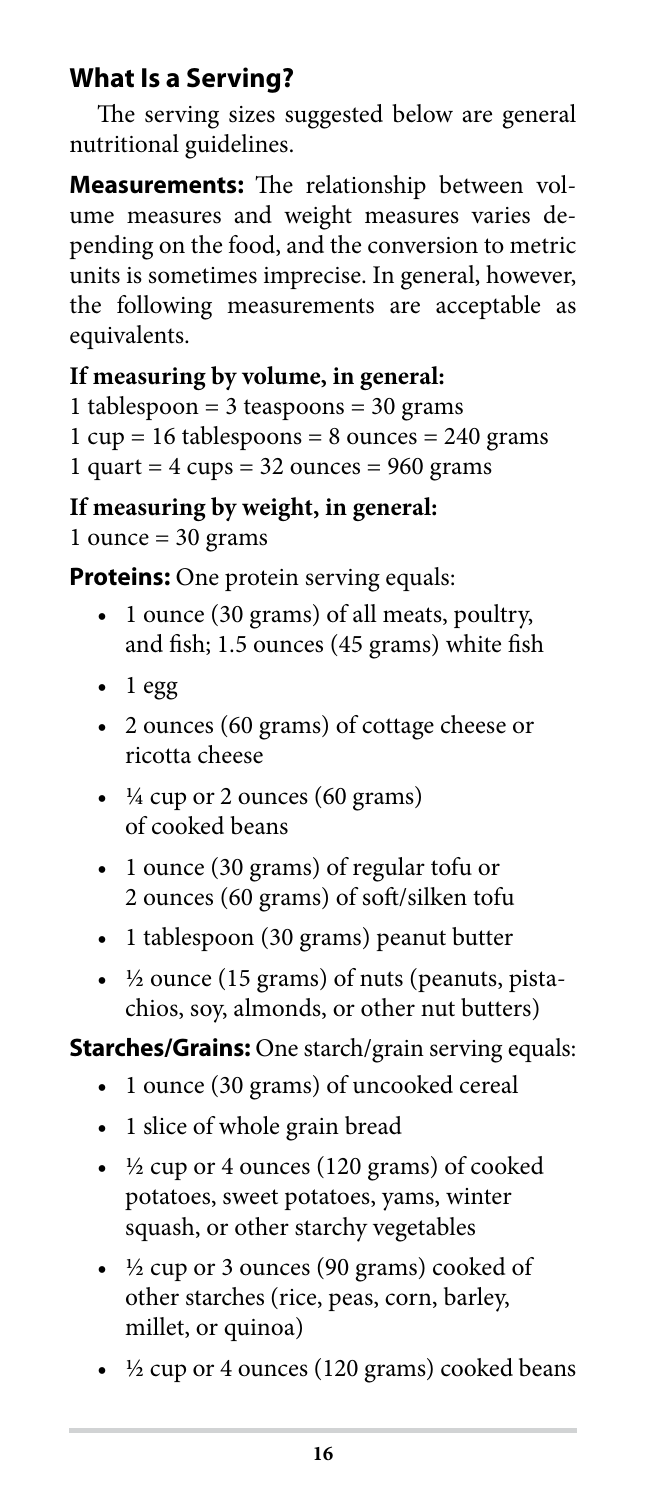## What Is a Serving?

The serving sizes suggested below are general nutritional guidelines.

**Measurements:** The relationship between volume measures and weight measures varies depending on the food, and the conversion to metric units is sometimes imprecise. In general, however, the following measurements are acceptable as equivalents.

**If measuring by volume, in general:**
1 tablespoon = 3 teaspoons = 30 grams
1 cup = 16 tablespoons = 8 ounces = 240 grams
1 quart = 4 cups = 32 ounces = 960 grams

**If measuring by weight, in general:**
1 ounce = 30 grams

**Proteins:** One protein serving equals:

- 1 ounce (30 grams) of all meats, poultry, and fish; 1.5 ounces (45 grams) white fish
- 1 egg
- 2 ounces (60 grams) of cottage cheese or ricotta cheese
- ¼ cup or 2 ounces (60 grams) of cooked beans
- 1 ounce (30 grams) of regular tofu or 2 ounces (60 grams) of soft/silken tofu
- 1 tablespoon (30 grams) peanut butter
- ½ ounce (15 grams) of nuts (peanuts, pistachios, soy, almonds, or other nut butters)

**Starches/Grains:** One starch/grain serving equals:

- 1 ounce (30 grams) of uncooked cereal
- 1 slice of whole grain bread
- ½ cup or 4 ounces (120 grams) of cooked potatoes, sweet potatoes, yams, winter squash, or other starchy vegetables
- ½ cup or 3 ounces (90 grams) cooked of other starches (rice, peas, corn, barley, millet, or quinoa)
- ½ cup or 4 ounces (120 grams) cooked beans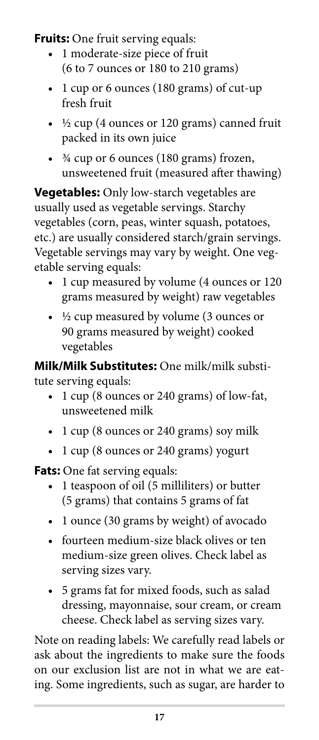**Fruits:** One fruit serving equals:

- 1 moderate-size piece of fruit (6 to 7 ounces or 180 to 210 grams)
- 1 cup or 6 ounces (180 grams) of cut-up fresh fruit
- ½ cup (4 ounces or 120 grams) canned fruit packed in its own juice
- ¾ cup or 6 ounces (180 grams) frozen, unsweetened fruit (measured after thawing)

**Vegetables:** Only low-starch vegetables are usually used as vegetable servings. Starchy vegetables (corn, peas, winter squash, potatoes, etc.) are usually considered starch/grain servings. Vegetable servings may vary by weight. One vegetable serving equals:

- 1 cup measured by volume (4 ounces or 120 grams measured by weight) raw vegetables
- ½ cup measured by volume (3 ounces or 90 grams measured by weight) cooked vegetables

**Milk/Milk Substitutes:** One milk/milk substitute serving equals:

- 1 cup (8 ounces or 240 grams) of low-fat, unsweetened milk
- 1 cup (8 ounces or 240 grams) soy milk
- 1 cup (8 ounces or 240 grams) yogurt

**Fats:** One fat serving equals:

- 1 teaspoon of oil (5 milliliters) or butter (5 grams) that contains 5 grams of fat
- 1 ounce (30 grams by weight) of avocado
- fourteen medium-size black olives or ten medium-size green olives. Check label as serving sizes vary.
- 5 grams fat for mixed foods, such as salad dressing, mayonnaise, sour cream, or cream cheese. Check label as serving sizes vary.

Note on reading labels: We carefully read labels or ask about the ingredients to make sure the foods on our exclusion list are not in what we are eating. Some ingredients, such as sugar, are harder to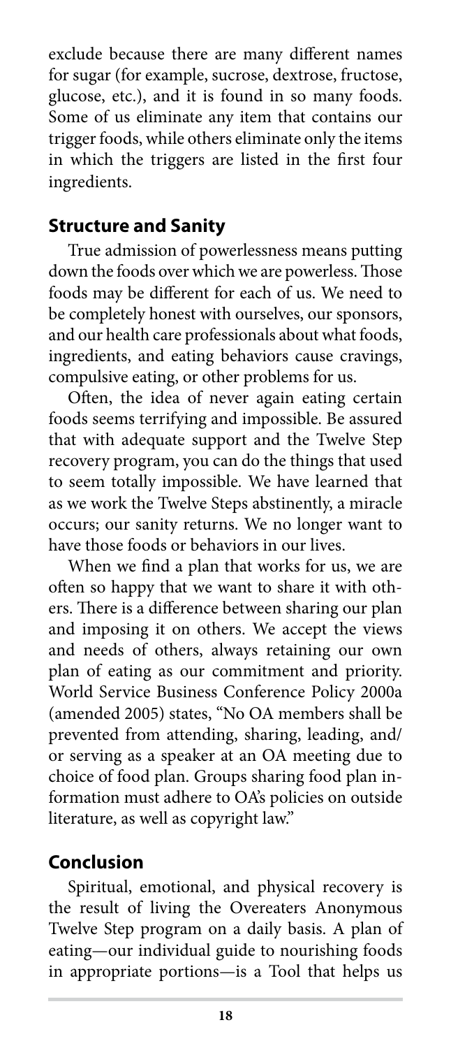exclude because there are many different names for sugar (for example, sucrose, dextrose, fructose, glucose, etc.), and it is found in so many foods. Some of us eliminate any item that contains our trigger foods, while others eliminate only the items in which the triggers are listed in the first four ingredients.

## Structure and Sanity

True admission of powerlessness means putting down the foods over which we are powerless. Those foods may be different for each of us. We need to be completely honest with ourselves, our sponsors, and our health care professionals about what foods, ingredients, and eating behaviors cause cravings, compulsive eating, or other problems for us.

Often, the idea of never again eating certain foods seems terrifying and impossible. Be assured that with adequate support and the Twelve Step recovery program, you can do the things that used to seem totally impossible. We have learned that as we work the Twelve Steps abstinently, a miracle occurs; our sanity returns. We no longer want to have those foods or behaviors in our lives.

When we find a plan that works for us, we are often so happy that we want to share it with others. There is a difference between sharing our plan and imposing it on others. We accept the views and needs of others, always retaining our own plan of eating as our commitment and priority. World Service Business Conference Policy 2000a (amended 2005) states, "No OA members shall be prevented from attending, sharing, leading, and/or serving as a speaker at an OA meeting due to choice of food plan. Groups sharing food plan information must adhere to OA's policies on outside literature, as well as copyright law."

## Conclusion

Spiritual, emotional, and physical recovery is the result of living the Overeaters Anonymous Twelve Step program on a daily basis. A plan of eating—our individual guide to nourishing foods in appropriate portions—is a Tool that helps us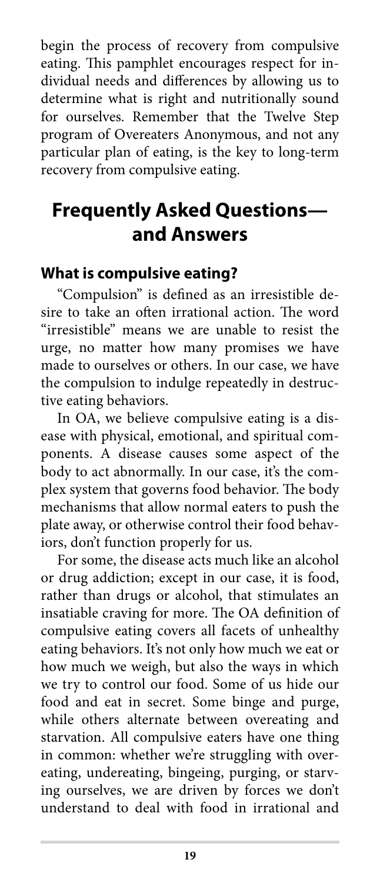begin the process of recovery from compulsive eating. This pamphlet encourages respect for individual needs and differences by allowing us to determine what is right and nutritionally sound for ourselves. Remember that the Twelve Step program of Overeaters Anonymous, and not any particular plan of eating, is the key to long-term recovery from compulsive eating.

## Frequently Asked Questions—and Answers

### What is compulsive eating?

"Compulsion" is defined as an irresistible desire to take an often irrational action. The word "irresistible" means we are unable to resist the urge, no matter how many promises we have made to ourselves or others. In our case, we have the compulsion to indulge repeatedly in destructive eating behaviors.

In OA, we believe compulsive eating is a disease with physical, emotional, and spiritual components. A disease causes some aspect of the body to act abnormally. In our case, it's the complex system that governs food behavior. The body mechanisms that allow normal eaters to push the plate away, or otherwise control their food behaviors, don't function properly for us.

For some, the disease acts much like an alcohol or drug addiction; except in our case, it is food, rather than drugs or alcohol, that stimulates an insatiable craving for more. The OA definition of compulsive eating covers all facets of unhealthy eating behaviors. It's not only how much we eat or how much we weigh, but also the ways in which we try to control our food. Some of us hide our food and eat in secret. Some binge and purge, while others alternate between overeating and starvation. All compulsive eaters have one thing in common: whether we're struggling with overeating, undereating, bingeing, purging, or starving ourselves, we are driven by forces we don't understand to deal with food in irrational and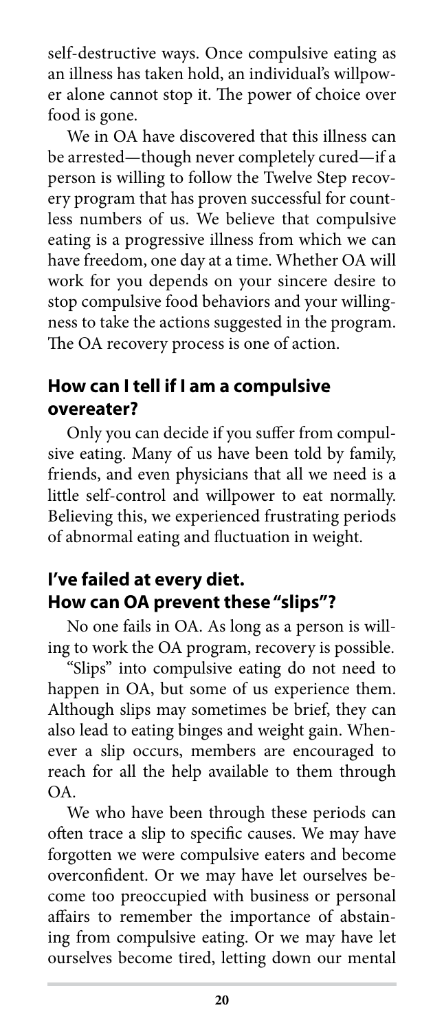self-destructive ways. Once compulsive eating as an illness has taken hold, an individual's willpower alone cannot stop it. The power of choice over food is gone.

We in OA have discovered that this illness can be arrested—though never completely cured—if a person is willing to follow the Twelve Step recovery program that has proven successful for countless numbers of us. We believe that compulsive eating is a progressive illness from which we can have freedom, one day at a time. Whether OA will work for you depends on your sincere desire to stop compulsive food behaviors and your willingness to take the actions suggested in the program. The OA recovery process is one of action.

## How can I tell if I am a compulsive overeater?

Only you can decide if you suffer from compulsive eating. Many of us have been told by family, friends, and even physicians that all we need is a little self-control and willpower to eat normally. Believing this, we experienced frustrating periods of abnormal eating and fluctuation in weight.

## I've failed at every diet. How can OA prevent these "slips"?

No one fails in OA. As long as a person is willing to work the OA program, recovery is possible.

"Slips" into compulsive eating do not need to happen in OA, but some of us experience them. Although slips may sometimes be brief, they can also lead to eating binges and weight gain. Whenever a slip occurs, members are encouraged to reach for all the help available to them through OA.

We who have been through these periods can often trace a slip to specific causes. We may have forgotten we were compulsive eaters and become overconfident. Or we may have let ourselves become too preoccupied with business or personal affairs to remember the importance of abstaining from compulsive eating. Or we may have let ourselves become tired, letting down our mental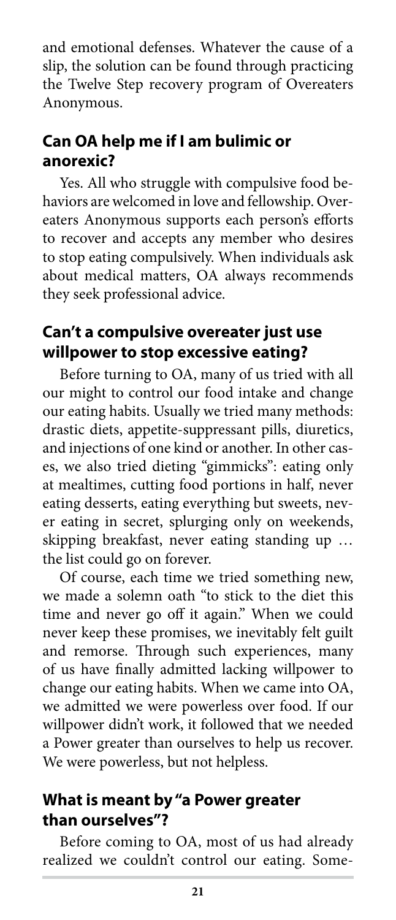and emotional defenses. Whatever the cause of a slip, the solution can be found through practicing the Twelve Step recovery program of Overeaters Anonymous.

### Can OA help me if I am bulimic or anorexic?

Yes. All who struggle with compulsive food behaviors are welcomed in love and fellowship. Overeaters Anonymous supports each person's efforts to recover and accepts any member who desires to stop eating compulsively. When individuals ask about medical matters, OA always recommends they seek professional advice.

### Can't a compulsive overeater just use willpower to stop excessive eating?

Before turning to OA, many of us tried with all our might to control our food intake and change our eating habits. Usually we tried many methods: drastic diets, appetite-suppressant pills, diuretics, and injections of one kind or another. In other cases, we also tried dieting "gimmicks": eating only at mealtimes, cutting food portions in half, never eating desserts, eating everything but sweets, never eating in secret, splurging only on weekends, skipping breakfast, never eating standing up … the list could go on forever.

Of course, each time we tried something new, we made a solemn oath "to stick to the diet this time and never go off it again." When we could never keep these promises, we inevitably felt guilt and remorse. Through such experiences, many of us have finally admitted lacking willpower to change our eating habits. When we came into OA, we admitted we were powerless over food. If our willpower didn't work, it followed that we needed a Power greater than ourselves to help us recover. We were powerless, but not helpless.

### What is meant by "a Power greater than ourselves"?

Before coming to OA, most of us had already realized we couldn't control our eating. Some-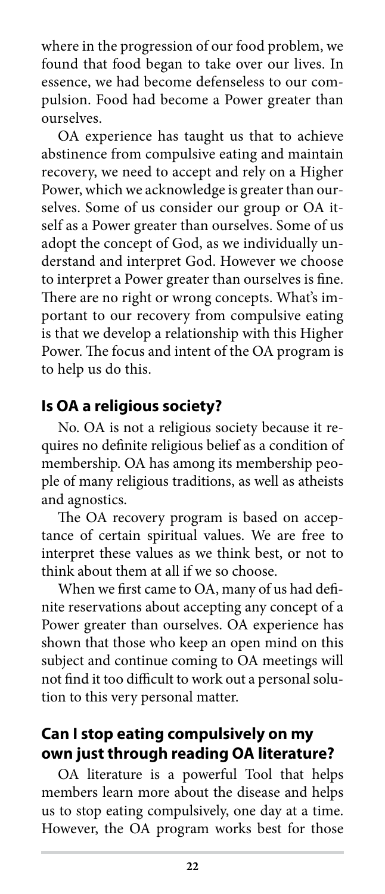where in the progression of our food problem, we found that food began to take over our lives. In essence, we had become defenseless to our compulsion. Food had become a Power greater than ourselves.

OA experience has taught us that to achieve abstinence from compulsive eating and maintain recovery, we need to accept and rely on a Higher Power, which we acknowledge is greater than ourselves. Some of us consider our group or OA itself as a Power greater than ourselves. Some of us adopt the concept of God, as we individually understand and interpret God. However we choose to interpret a Power greater than ourselves is fine. There are no right or wrong concepts. What's important to our recovery from compulsive eating is that we develop a relationship with this Higher Power. The focus and intent of the OA program is to help us do this.

### Is OA a religious society?

No. OA is not a religious society because it requires no definite religious belief as a condition of membership. OA has among its membership people of many religious traditions, as well as atheists and agnostics.

The OA recovery program is based on acceptance of certain spiritual values. We are free to interpret these values as we think best, or not to think about them at all if we so choose.

When we first came to OA, many of us had definite reservations about accepting any concept of a Power greater than ourselves. OA experience has shown that those who keep an open mind on this subject and continue coming to OA meetings will not find it too difficult to work out a personal solution to this very personal matter.

### Can I stop eating compulsively on my own just through reading OA literature?

OA literature is a powerful Tool that helps members learn more about the disease and helps us to stop eating compulsively, one day at a time. However, the OA program works best for those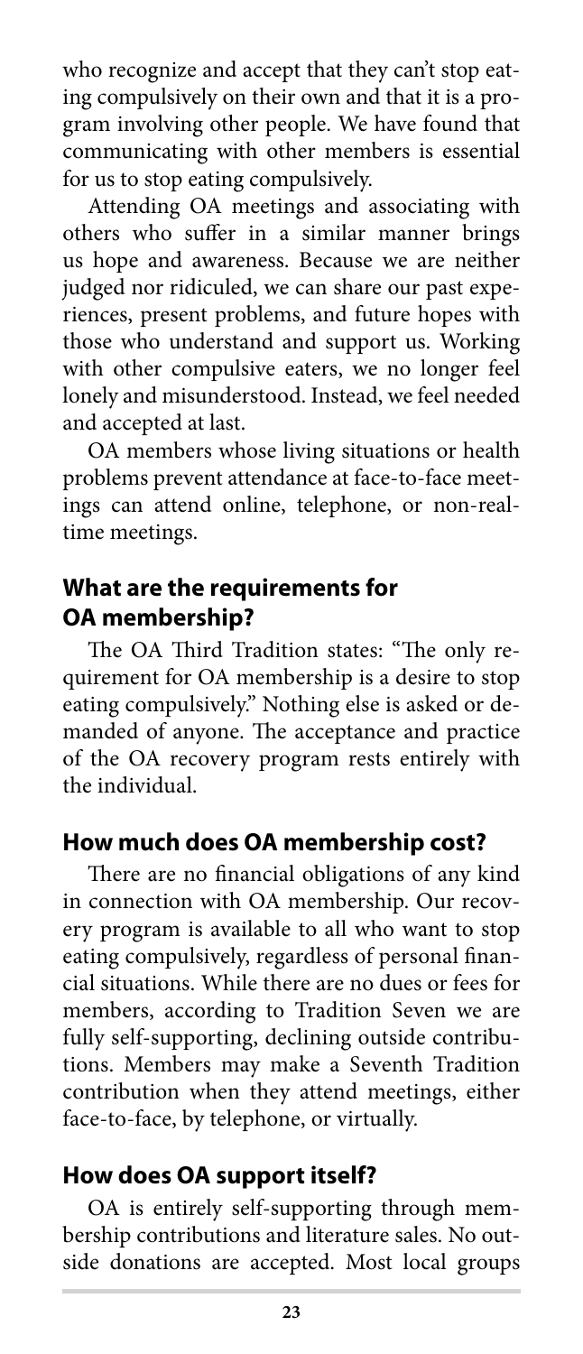who recognize and accept that they can't stop eating compulsively on their own and that it is a program involving other people. We have found that communicating with other members is essential for us to stop eating compulsively.

Attending OA meetings and associating with others who suffer in a similar manner brings us hope and awareness. Because we are neither judged nor ridiculed, we can share our past experiences, present problems, and future hopes with those who understand and support us. Working with other compulsive eaters, we no longer feel lonely and misunderstood. Instead, we feel needed and accepted at last.

OA members whose living situations or health problems prevent attendance at face-to-face meetings can attend online, telephone, or non-realtime meetings.

### What are the requirements for OA membership?

The OA Third Tradition states: "The only requirement for OA membership is a desire to stop eating compulsively." Nothing else is asked or demanded of anyone. The acceptance and practice of the OA recovery program rests entirely with the individual.

### How much does OA membership cost?

There are no financial obligations of any kind in connection with OA membership. Our recovery program is available to all who want to stop eating compulsively, regardless of personal financial situations. While there are no dues or fees for members, according to Tradition Seven we are fully self-supporting, declining outside contributions. Members may make a Seventh Tradition contribution when they attend meetings, either face-to-face, by telephone, or virtually.

### How does OA support itself?

OA is entirely self-supporting through membership contributions and literature sales. No outside donations are accepted. Most local groups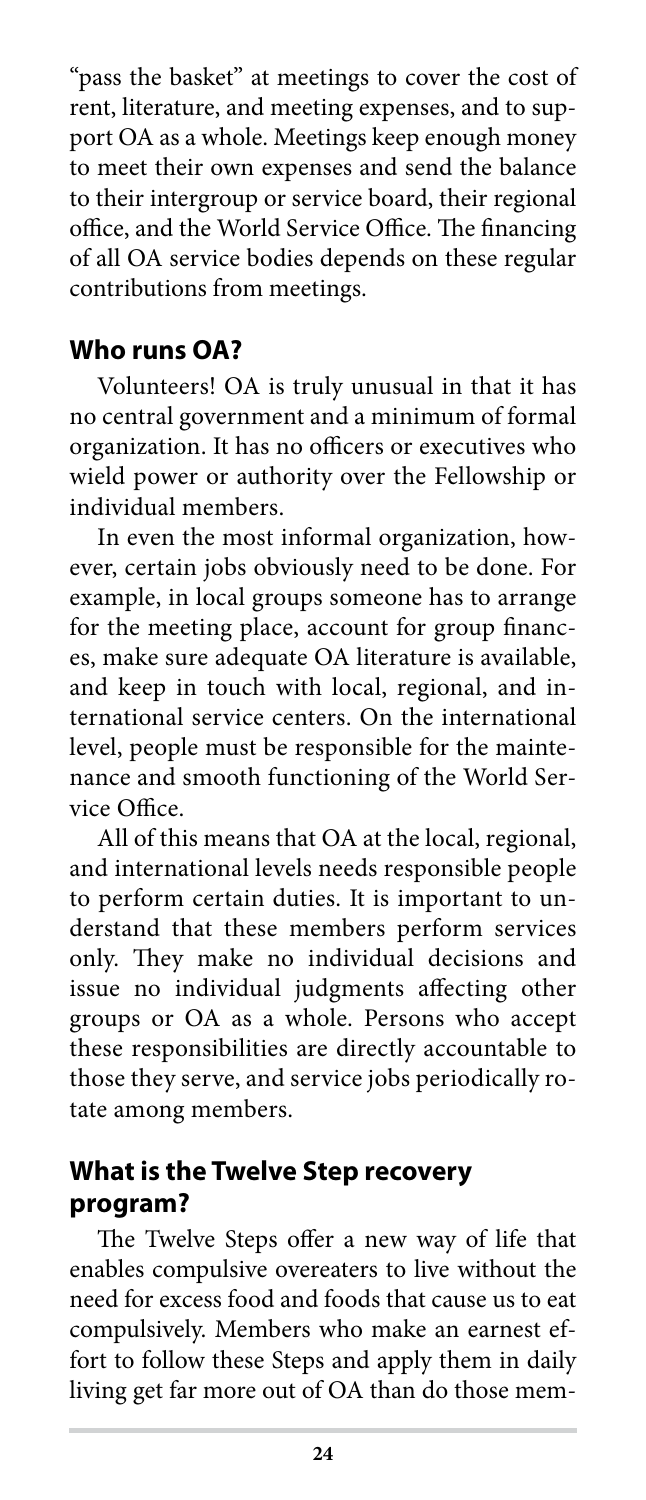"pass the basket" at meetings to cover the cost of rent, literature, and meeting expenses, and to support OA as a whole. Meetings keep enough money to meet their own expenses and send the balance to their intergroup or service board, their regional office, and the World Service Office. The financing of all OA service bodies depends on these regular contributions from meetings.

## Who runs OA?

Volunteers! OA is truly unusual in that it has no central government and a minimum of formal organization. It has no officers or executives who wield power or authority over the Fellowship or individual members.

In even the most informal organization, however, certain jobs obviously need to be done. For example, in local groups someone has to arrange for the meeting place, account for group finances, make sure adequate OA literature is available, and keep in touch with local, regional, and international service centers. On the international level, people must be responsible for the maintenance and smooth functioning of the World Service Office.

All of this means that OA at the local, regional, and international levels needs responsible people to perform certain duties. It is important to understand that these members perform services only. They make no individual decisions and issue no individual judgments affecting other groups or OA as a whole. Persons who accept these responsibilities are directly accountable to those they serve, and service jobs periodically rotate among members.

## What is the Twelve Step recovery program?

The Twelve Steps offer a new way of life that enables compulsive overeaters to live without the need for excess food and foods that cause us to eat compulsively. Members who make an earnest effort to follow these Steps and apply them in daily living get far more out of OA than do those mem-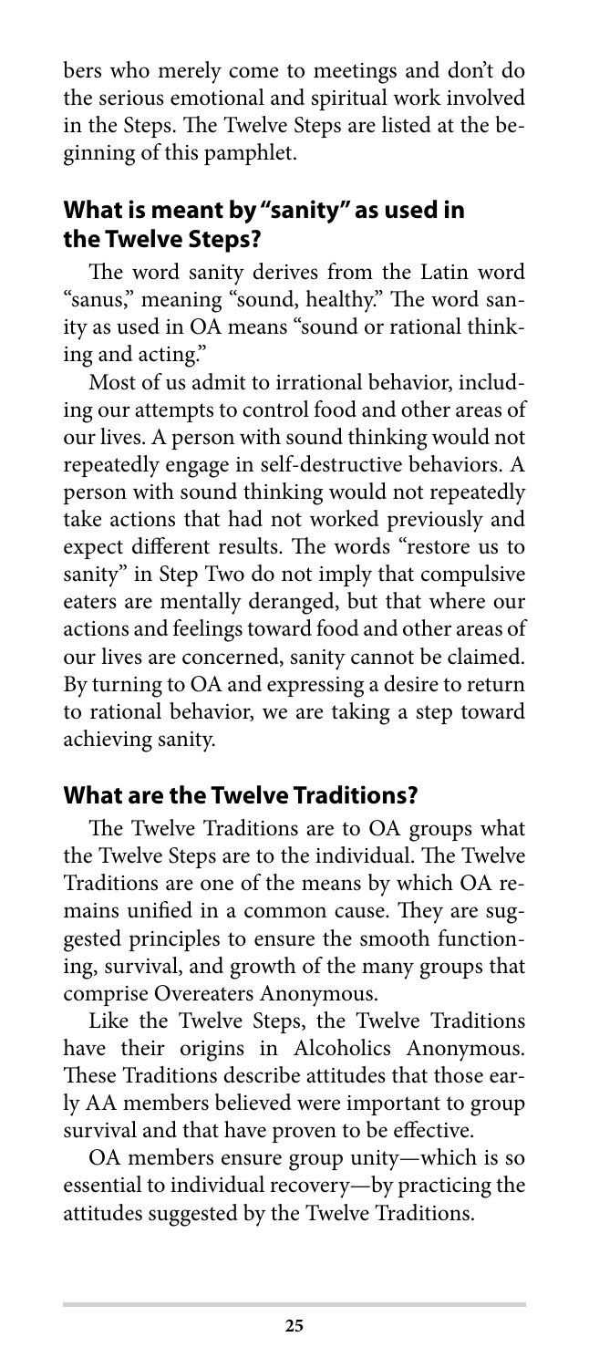bers who merely come to meetings and don't do the serious emotional and spiritual work involved in the Steps. The Twelve Steps are listed at the beginning of this pamphlet.

## What is meant by "sanity" as used in the Twelve Steps?

The word sanity derives from the Latin word "sanus," meaning "sound, healthy." The word sanity as used in OA means "sound or rational thinking and acting."

Most of us admit to irrational behavior, including our attempts to control food and other areas of our lives. A person with sound thinking would not repeatedly engage in self-destructive behaviors. A person with sound thinking would not repeatedly take actions that had not worked previously and expect different results. The words "restore us to sanity" in Step Two do not imply that compulsive eaters are mentally deranged, but that where our actions and feelings toward food and other areas of our lives are concerned, sanity cannot be claimed. By turning to OA and expressing a desire to return to rational behavior, we are taking a step toward achieving sanity.

## What are the Twelve Traditions?

The Twelve Traditions are to OA groups what the Twelve Steps are to the individual. The Twelve Traditions are one of the means by which OA remains unified in a common cause. They are suggested principles to ensure the smooth functioning, survival, and growth of the many groups that comprise Overeaters Anonymous.

Like the Twelve Steps, the Twelve Traditions have their origins in Alcoholics Anonymous. These Traditions describe attitudes that those early AA members believed were important to group survival and that have proven to be effective.

OA members ensure group unity—which is so essential to individual recovery—by practicing the attitudes suggested by the Twelve Traditions.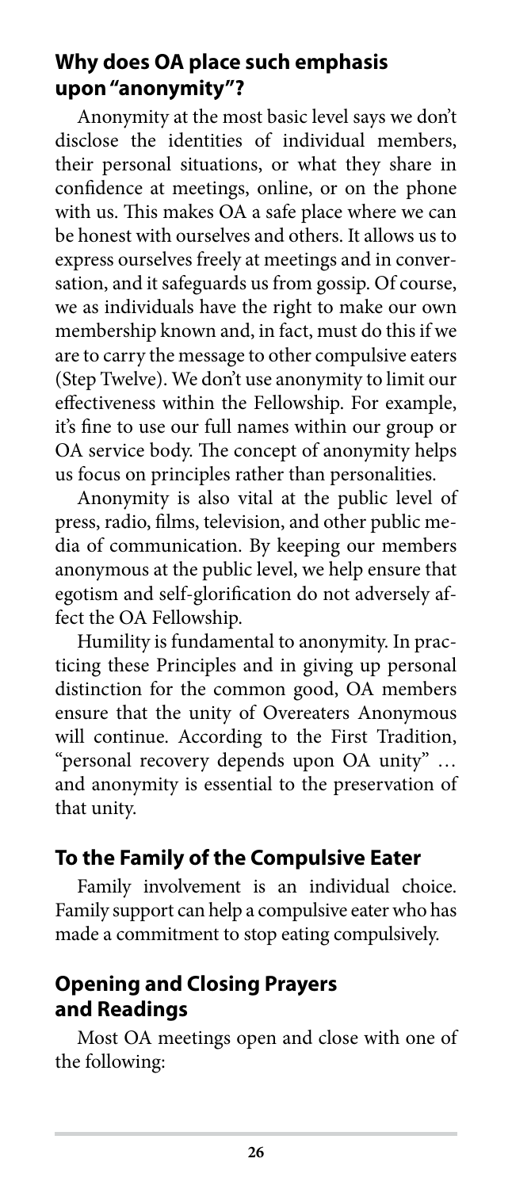### Why does OA place such emphasis upon "anonymity"?

Anonymity at the most basic level says we don't disclose the identities of individual members, their personal situations, or what they share in confidence at meetings, online, or on the phone with us. This makes OA a safe place where we can be honest with ourselves and others. It allows us to express ourselves freely at meetings and in conversation, and it safeguards us from gossip. Of course, we as individuals have the right to make our own membership known and, in fact, must do this if we are to carry the message to other compulsive eaters (Step Twelve). We don't use anonymity to limit our effectiveness within the Fellowship. For example, it's fine to use our full names within our group or OA service body. The concept of anonymity helps us focus on principles rather than personalities.

Anonymity is also vital at the public level of press, radio, films, television, and other public media of communication. By keeping our members anonymous at the public level, we help ensure that egotism and self-glorification do not adversely affect the OA Fellowship.

Humility is fundamental to anonymity. In practicing these Principles and in giving up personal distinction for the common good, OA members ensure that the unity of Overeaters Anonymous will continue. According to the First Tradition, "personal recovery depends upon OA unity" … and anonymity is essential to the preservation of that unity.

### To the Family of the Compulsive Eater

Family involvement is an individual choice. Family support can help a compulsive eater who has made a commitment to stop eating compulsively.

### Opening and Closing Prayers and Readings

Most OA meetings open and close with one of the following: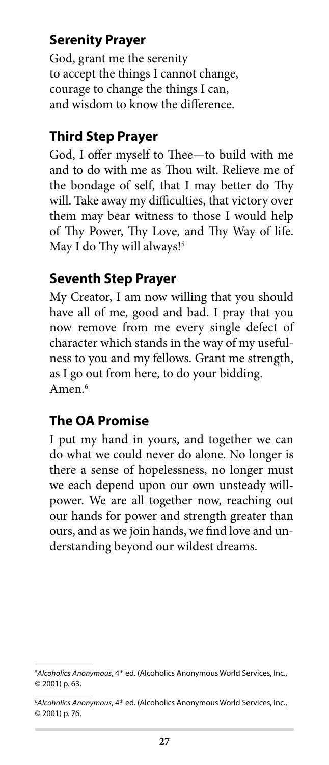## Serenity Prayer

God, grant me the serenity
to accept the things I cannot change,
courage to change the things I can,
and wisdom to know the difference.

## Third Step Prayer

God, I offer myself to Thee—to build with me and to do with me as Thou wilt. Relieve me of the bondage of self, that I may better do Thy will. Take away my difficulties, that victory over them may bear witness to those I would help of Thy Power, Thy Love, and Thy Way of life. May I do Thy will always![5]

## Seventh Step Prayer

My Creator, I am now willing that you should have all of me, good and bad. I pray that you now remove from me every single defect of character which stands in the way of my usefulness to you and my fellows. Grant me strength, as I go out from here, to do your bidding. Amen.[6]

## The OA Promise

I put my hand in yours, and together we can do what we could never do alone. No longer is there a sense of hopelessness, no longer must we each depend upon our own unsteady willpower. We are all together now, reaching out our hands for power and strength greater than ours, and as we join hands, we find love and understanding beyond our wildest dreams.

---

[5] *Alcoholics Anonymous*, 4th ed. (Alcoholics Anonymous World Services, Inc., © 2001) p. 63.

[6] *Alcoholics Anonymous*, 4th ed. (Alcoholics Anonymous World Services, Inc., © 2001) p. 76.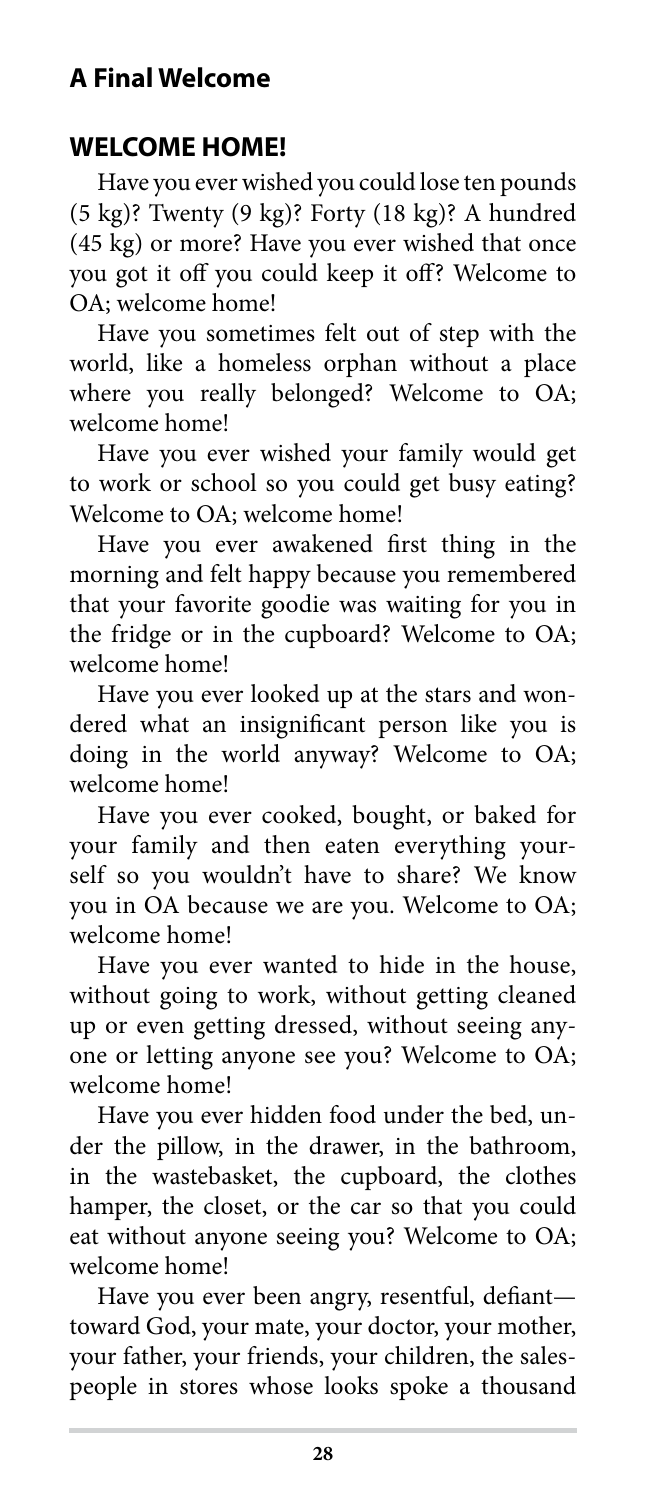## A Final Welcome

### WELCOME HOME!

Have you ever wished you could lose ten pounds (5 kg)? Twenty (9 kg)? Forty (18 kg)? A hundred (45 kg) or more? Have you ever wished that once you got it off you could keep it off? Welcome to OA; welcome home!

Have you sometimes felt out of step with the world, like a homeless orphan without a place where you really belonged? Welcome to OA; welcome home!

Have you ever wished your family would get to work or school so you could get busy eating? Welcome to OA; welcome home!

Have you ever awakened first thing in the morning and felt happy because you remembered that your favorite goodie was waiting for you in the fridge or in the cupboard? Welcome to OA; welcome home!

Have you ever looked up at the stars and wondered what an insignificant person like you is doing in the world anyway? Welcome to OA; welcome home!

Have you ever cooked, bought, or baked for your family and then eaten everything yourself so you wouldn't have to share? We know you in OA because we are you. Welcome to OA; welcome home!

Have you ever wanted to hide in the house, without going to work, without getting cleaned up or even getting dressed, without seeing anyone or letting anyone see you? Welcome to OA; welcome home!

Have you ever hidden food under the bed, under the pillow, in the drawer, in the bathroom, in the wastebasket, the cupboard, the clothes hamper, the closet, or the car so that you could eat without anyone seeing you? Welcome to OA; welcome home!

Have you ever been angry, resentful, defiant—toward God, your mate, your doctor, your mother, your father, your friends, your children, the salespeople in stores whose looks spoke a thousand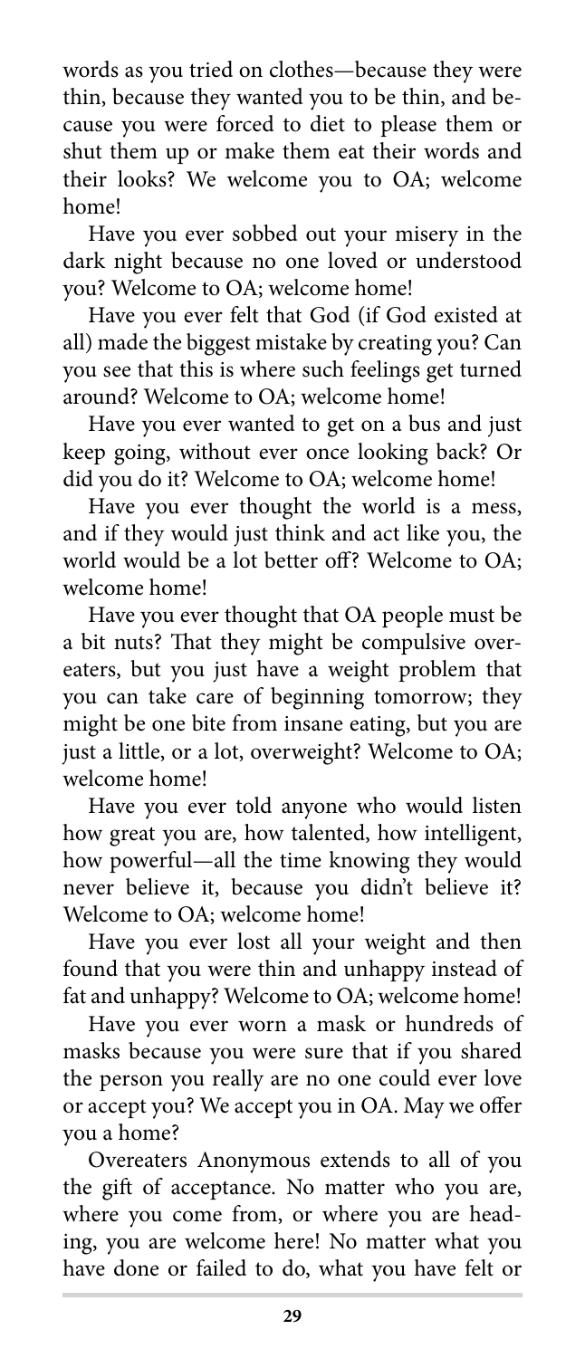words as you tried on clothes—because they were thin, because they wanted you to be thin, and because you were forced to diet to please them or shut them up or make them eat their words and their looks? We welcome you to OA; welcome home!

Have you ever sobbed out your misery in the dark night because no one loved or understood you? Welcome to OA; welcome home!

Have you ever felt that God (if God existed at all) made the biggest mistake by creating you? Can you see that this is where such feelings get turned around? Welcome to OA; welcome home!

Have you ever wanted to get on a bus and just keep going, without ever once looking back? Or did you do it? Welcome to OA; welcome home!

Have you ever thought the world is a mess, and if they would just think and act like you, the world would be a lot better off? Welcome to OA; welcome home!

Have you ever thought that OA people must be a bit nuts? That they might be compulsive overeaters, but you just have a weight problem that you can take care of beginning tomorrow; they might be one bite from insane eating, but you are just a little, or a lot, overweight? Welcome to OA; welcome home!

Have you ever told anyone who would listen how great you are, how talented, how intelligent, how powerful—all the time knowing they would never believe it, because you didn't believe it? Welcome to OA; welcome home!

Have you ever lost all your weight and then found that you were thin and unhappy instead of fat and unhappy? Welcome to OA; welcome home!

Have you ever worn a mask or hundreds of masks because you were sure that if you shared the person you really are no one could ever love or accept you? We accept you in OA. May we offer you a home?

Overeaters Anonymous extends to all of you the gift of acceptance. No matter who you are, where you come from, or where you are heading, you are welcome here! No matter what you have done or failed to do, what you have felt or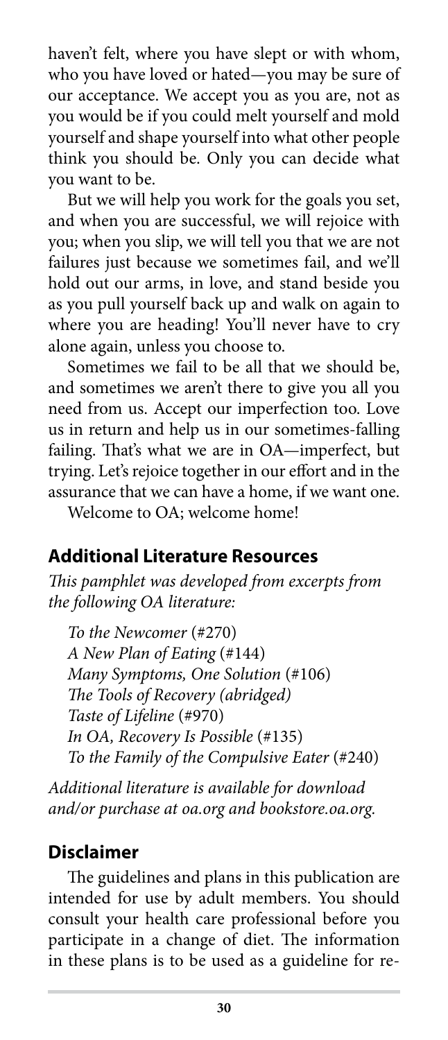haven't felt, where you have slept or with whom, who you have loved or hated—you may be sure of our acceptance. We accept you as you are, not as you would be if you could melt yourself and mold yourself and shape yourself into what other people think you should be. Only you can decide what you want to be.

But we will help you work for the goals you set, and when you are successful, we will rejoice with you; when you slip, we will tell you that we are not failures just because we sometimes fail, and we'll hold out our arms, in love, and stand beside you as you pull yourself back up and walk on again to where you are heading! You'll never have to cry alone again, unless you choose to.

Sometimes we fail to be all that we should be, and sometimes we aren't there to give you all you need from us. Accept our imperfection too. Love us in return and help us in our sometimes-falling failing. That's what we are in OA—imperfect, but trying. Let's rejoice together in our effort and in the assurance that we can have a home, if we want one.

Welcome to OA; welcome home!

## Additional Literature Resources

*This pamphlet was developed from excerpts from the following OA literature:*

*To the Newcomer* (#270)
*A New Plan of Eating* (#144)
*Many Symptoms, One Solution* (#106)
*The Tools of Recovery (abridged)*
*Taste of Lifeline* (#970)
*In OA, Recovery Is Possible* (#135)
*To the Family of the Compulsive Eater* (#240)

*Additional literature is available for download and/or purchase at oa.org and bookstore.oa.org.*

## Disclaimer

The guidelines and plans in this publication are intended for use by adult members. You should consult your health care professional before you participate in a change of diet. The information in these plans is to be used as a guideline for re-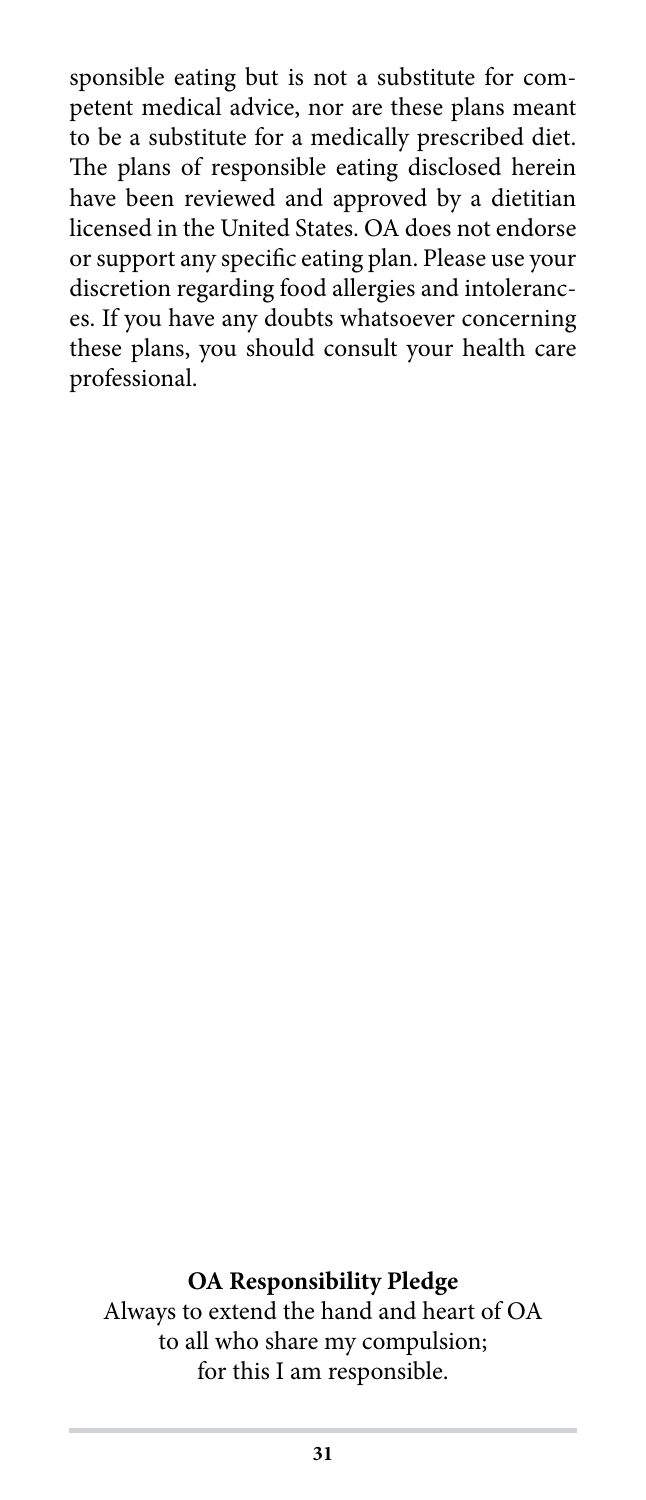sponsible eating but is not a substitute for competent medical advice, nor are these plans meant to be a substitute for a medically prescribed diet. The plans of responsible eating disclosed herein have been reviewed and approved by a dietitian licensed in the United States. OA does not endorse or support any specific eating plan. Please use your discretion regarding food allergies and intolerances. If you have any doubts whatsoever concerning these plans, you should consult your health care professional.

**OA Responsibility Pledge**

Always to extend the hand and heart of OA
to all who share my compulsion;
for this I am responsible.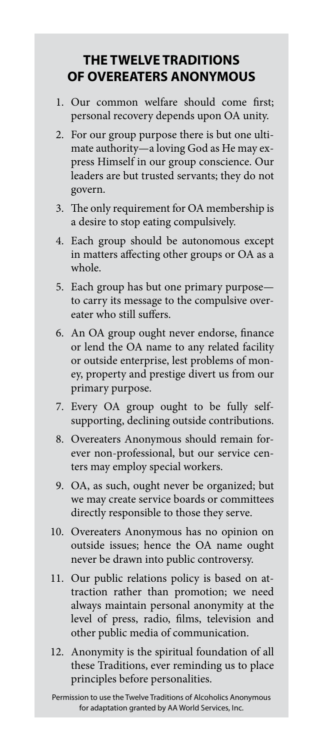## THE TWELVE TRADITIONS OF OVEREATERS ANONYMOUS

1. Our common welfare should come first; personal recovery depends upon OA unity.
2. For our group purpose there is but one ultimate authority—a loving God as He may express Himself in our group conscience. Our leaders are but trusted servants; they do not govern.
3. The only requirement for OA membership is a desire to stop eating compulsively.
4. Each group should be autonomous except in matters affecting other groups or OA as a whole.
5. Each group has but one primary purpose—to carry its message to the compulsive overeater who still suffers.
6. An OA group ought never endorse, finance or lend the OA name to any related facility or outside enterprise, lest problems of money, property and prestige divert us from our primary purpose.
7. Every OA group ought to be fully self-supporting, declining outside contributions.
8. Overeaters Anonymous should remain forever non-professional, but our service centers may employ special workers.
9. OA, as such, ought never be organized; but we may create service boards or committees directly responsible to those they serve.
10. Overeaters Anonymous has no opinion on outside issues; hence the OA name ought never be drawn into public controversy.
11. Our public relations policy is based on attraction rather than promotion; we need always maintain personal anonymity at the level of press, radio, films, television and other public media of communication.
12. Anonymity is the spiritual foundation of all these Traditions, ever reminding us to place principles before personalities.

Permission to use the Twelve Traditions of Alcoholics Anonymous for adaptation granted by AA World Services, Inc.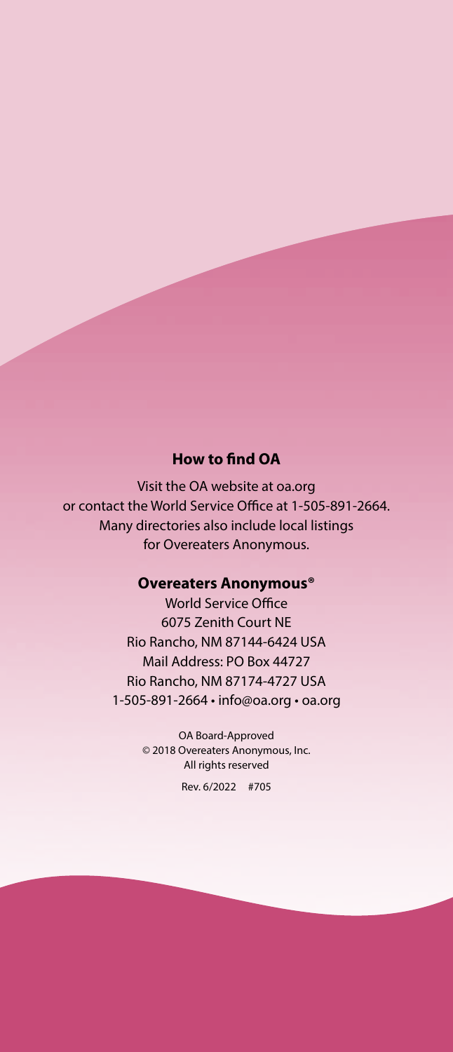## How to find OA

Visit the OA website at oa.org
or contact the World Service Office at 1-505-891-2664.
Many directories also include local listings
for Overeaters Anonymous.

**Overeaters Anonymous®**

World Service Office
6075 Zenith Court NE
Rio Rancho, NM 87144-6424 USA
Mail Address: PO Box 44727
Rio Rancho, NM 87174-4727 USA
1-505-891-2664 • info@oa.org • oa.org

OA Board-Approved
© 2018 Overeaters Anonymous, Inc.
All rights reserved

Rev. 6/2022 #705